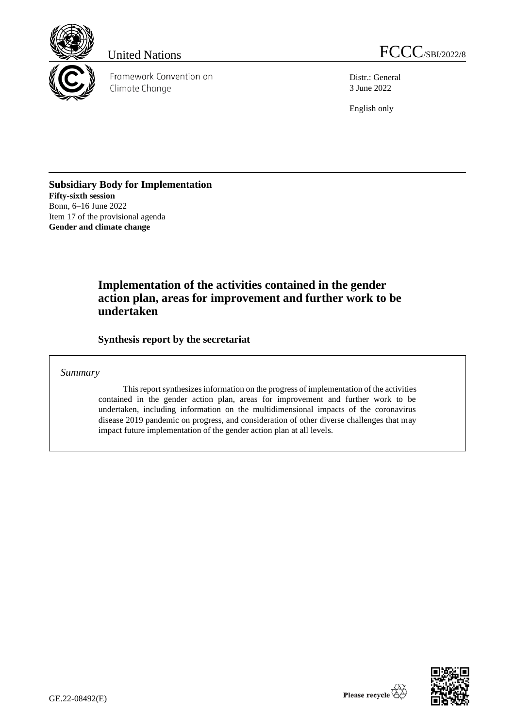United Nations

FCCC/SBI/2022/8

Framework Convention on Climate Change

Distr.: General
3 June 2022

English only

**Subsidiary Body for Implementation**
**Fifty-sixth session**
Bonn, 6–16 June 2022
Item 17 of the provisional agenda
**Gender and climate change**

# Implementation of the activities contained in the gender action plan, areas for improvement and further work to be undertaken

## Synthesis report by the secretariat

*Summary*

This report synthesizes information on the progress of implementation of the activities contained in the gender action plan, areas for improvement and further work to be undertaken, including information on the multidimensional impacts of the coronavirus disease 2019 pandemic on progress, and consideration of other diverse challenges that may impact future implementation of the gender action plan at all levels.

GE.22-08492(E)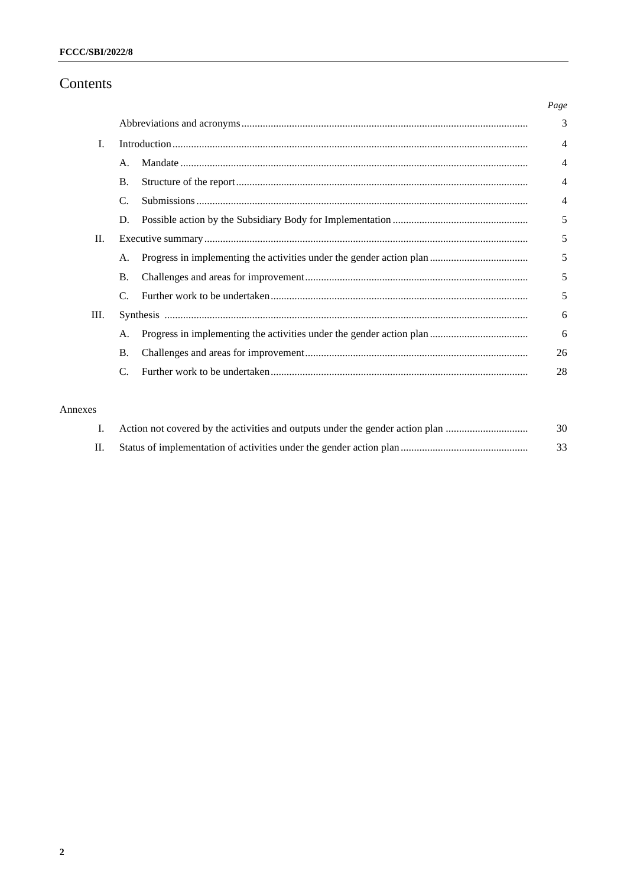# Contents

| | | Page |
|---|---|---|
| | Abbreviations and acronyms | 3 |
| I. | Introduction | 4 |
| | A. Mandate | 4 |
| | B. Structure of the report | 4 |
| | C. Submissions | 4 |
| | D. Possible action by the Subsidiary Body for Implementation | 5 |
| II. | Executive summary | 5 |
| | A. Progress in implementing the activities under the gender action plan | 5 |
| | B. Challenges and areas for improvement | 5 |
| | C. Further work to be undertaken | 5 |
| III. | Synthesis | 6 |
| | A. Progress in implementing the activities under the gender action plan | 6 |
| | B. Challenges and areas for improvement | 26 |
| | C. Further work to be undertaken | 28 |

Annexes

| | | |
|---|---|---|
| I. | Action not covered by the activities and outputs under the gender action plan | 30 |
| II. | Status of implementation of activities under the gender action plan | 33 |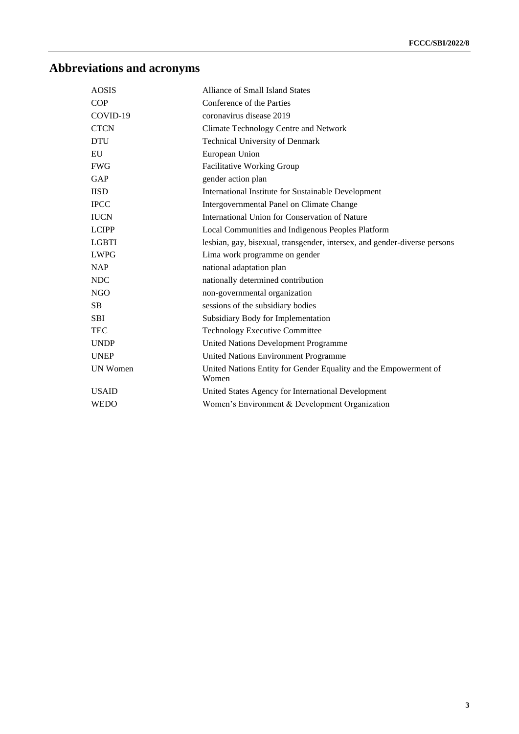# Abbreviations and acronyms

| | |
|---|---|
| AOSIS | Alliance of Small Island States |
| COP | Conference of the Parties |
| COVID-19 | coronavirus disease 2019 |
| CTCN | Climate Technology Centre and Network |
| DTU | Technical University of Denmark |
| EU | European Union |
| FWG | Facilitative Working Group |
| GAP | gender action plan |
| IISD | International Institute for Sustainable Development |
| IPCC | Intergovernmental Panel on Climate Change |
| IUCN | International Union for Conservation of Nature |
| LCIPP | Local Communities and Indigenous Peoples Platform |
| LGBTI | lesbian, gay, bisexual, transgender, intersex, and gender-diverse persons |
| LWPG | Lima work programme on gender |
| NAP | national adaptation plan |
| NDC | nationally determined contribution |
| NGO | non-governmental organization |
| SB | sessions of the subsidiary bodies |
| SBI | Subsidiary Body for Implementation |
| TEC | Technology Executive Committee |
| UNDP | United Nations Development Programme |
| UNEP | United Nations Environment Programme |
| UN Women | United Nations Entity for Gender Equality and the Empowerment of Women |
| USAID | United States Agency for International Development |
| WEDO | Women's Environment & Development Organization |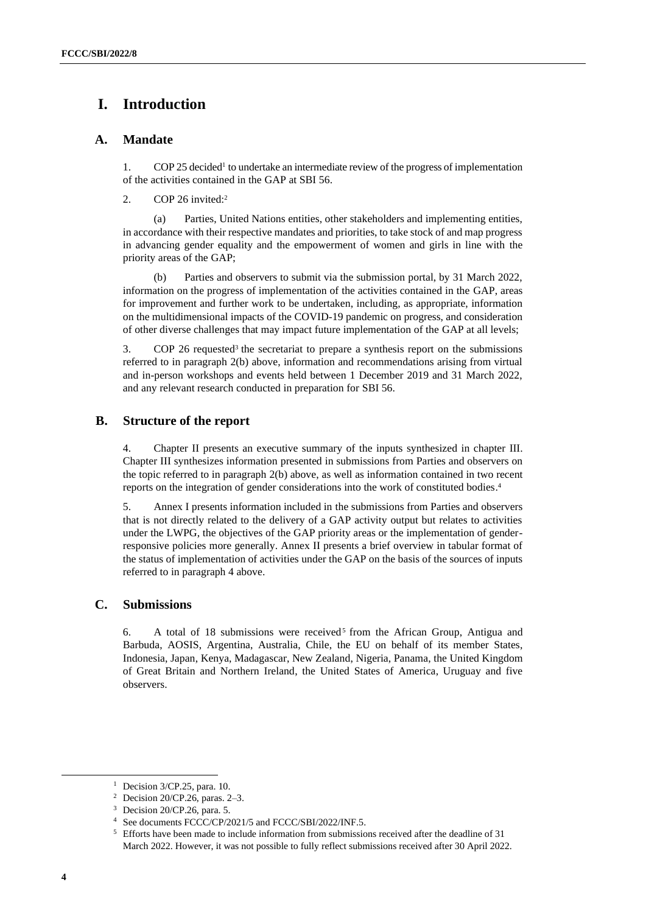# I. Introduction

## A. Mandate

1. COP 25 decided[1] to undertake an intermediate review of the progress of implementation of the activities contained in the GAP at SBI 56.

2. COP 26 invited:[2]

   (a) Parties, United Nations entities, other stakeholders and implementing entities, in accordance with their respective mandates and priorities, to take stock of and map progress in advancing gender equality and the empowerment of women and girls in line with the priority areas of the GAP;

   (b) Parties and observers to submit via the submission portal, by 31 March 2022, information on the progress of implementation of the activities contained in the GAP, areas for improvement and further work to be undertaken, including, as appropriate, information on the multidimensional impacts of the COVID-19 pandemic on progress, and consideration of other diverse challenges that may impact future implementation of the GAP at all levels;

3. COP 26 requested[3] the secretariat to prepare a synthesis report on the submissions referred to in paragraph 2(b) above, information and recommendations arising from virtual and in-person workshops and events held between 1 December 2019 and 31 March 2022, and any relevant research conducted in preparation for SBI 56.

## B. Structure of the report

4. Chapter II presents an executive summary of the inputs synthesized in chapter III. Chapter III synthesizes information presented in submissions from Parties and observers on the topic referred to in paragraph 2(b) above, as well as information contained in two recent reports on the integration of gender considerations into the work of constituted bodies.[4]

5. Annex I presents information included in the submissions from Parties and observers that is not directly related to the delivery of a GAP activity output but relates to activities under the LWPG, the objectives of the GAP priority areas or the implementation of gender-responsive policies more generally. Annex II presents a brief overview in tabular format of the status of implementation of activities under the GAP on the basis of the sources of inputs referred to in paragraph 4 above.

## C. Submissions

6. A total of 18 submissions were received[5] from the African Group, Antigua and Barbuda, AOSIS, Argentina, Australia, Chile, the EU on behalf of its member States, Indonesia, Japan, Kenya, Madagascar, New Zealand, Nigeria, Panama, the United Kingdom of Great Britain and Northern Ireland, the United States of America, Uruguay and five observers.

---

[1] Decision 3/CP.25, para. 10.

[2] Decision 20/CP.26, paras. 2–3.

[3] Decision 20/CP.26, para. 5.

[4] See documents FCCC/CP/2021/5 and FCCC/SBI/2022/INF.5.

[5] Efforts have been made to include information from submissions received after the deadline of 31 March 2022. However, it was not possible to fully reflect submissions received after 30 April 2022.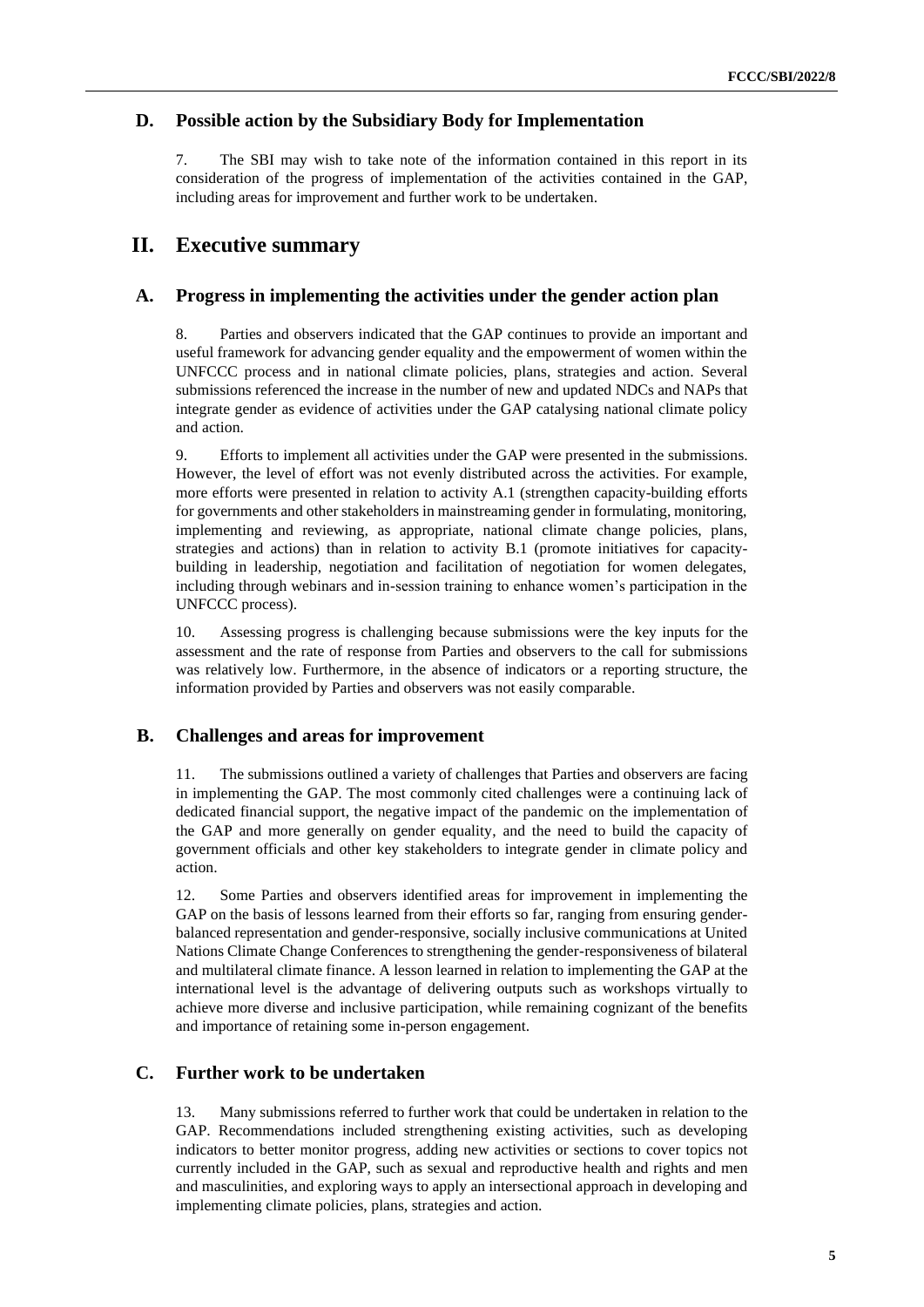### D. Possible action by the Subsidiary Body for Implementation

7. The SBI may wish to take note of the information contained in this report in its consideration of the progress of implementation of the activities contained in the GAP, including areas for improvement and further work to be undertaken.

## II. Executive summary

### A. Progress in implementing the activities under the gender action plan

8. Parties and observers indicated that the GAP continues to provide an important and useful framework for advancing gender equality and the empowerment of women within the UNFCCC process and in national climate policies, plans, strategies and action. Several submissions referenced the increase in the number of new and updated NDCs and NAPs that integrate gender as evidence of activities under the GAP catalysing national climate policy and action.

9. Efforts to implement all activities under the GAP were presented in the submissions. However, the level of effort was not evenly distributed across the activities. For example, more efforts were presented in relation to activity A.1 (strengthen capacity-building efforts for governments and other stakeholders in mainstreaming gender in formulating, monitoring, implementing and reviewing, as appropriate, national climate change policies, plans, strategies and actions) than in relation to activity B.1 (promote initiatives for capacity-building in leadership, negotiation and facilitation of negotiation for women delegates, including through webinars and in-session training to enhance women's participation in the UNFCCC process).

10. Assessing progress is challenging because submissions were the key inputs for the assessment and the rate of response from Parties and observers to the call for submissions was relatively low. Furthermore, in the absence of indicators or a reporting structure, the information provided by Parties and observers was not easily comparable.

### B. Challenges and areas for improvement

11. The submissions outlined a variety of challenges that Parties and observers are facing in implementing the GAP. The most commonly cited challenges were a continuing lack of dedicated financial support, the negative impact of the pandemic on the implementation of the GAP and more generally on gender equality, and the need to build the capacity of government officials and other key stakeholders to integrate gender in climate policy and action.

12. Some Parties and observers identified areas for improvement in implementing the GAP on the basis of lessons learned from their efforts so far, ranging from ensuring gender-balanced representation and gender-responsive, socially inclusive communications at United Nations Climate Change Conferences to strengthening the gender-responsiveness of bilateral and multilateral climate finance. A lesson learned in relation to implementing the GAP at the international level is the advantage of delivering outputs such as workshops virtually to achieve more diverse and inclusive participation, while remaining cognizant of the benefits and importance of retaining some in-person engagement.

### C. Further work to be undertaken

13. Many submissions referred to further work that could be undertaken in relation to the GAP. Recommendations included strengthening existing activities, such as developing indicators to better monitor progress, adding new activities or sections to cover topics not currently included in the GAP, such as sexual and reproductive health and rights and men and masculinities, and exploring ways to apply an intersectional approach in developing and implementing climate policies, plans, strategies and action.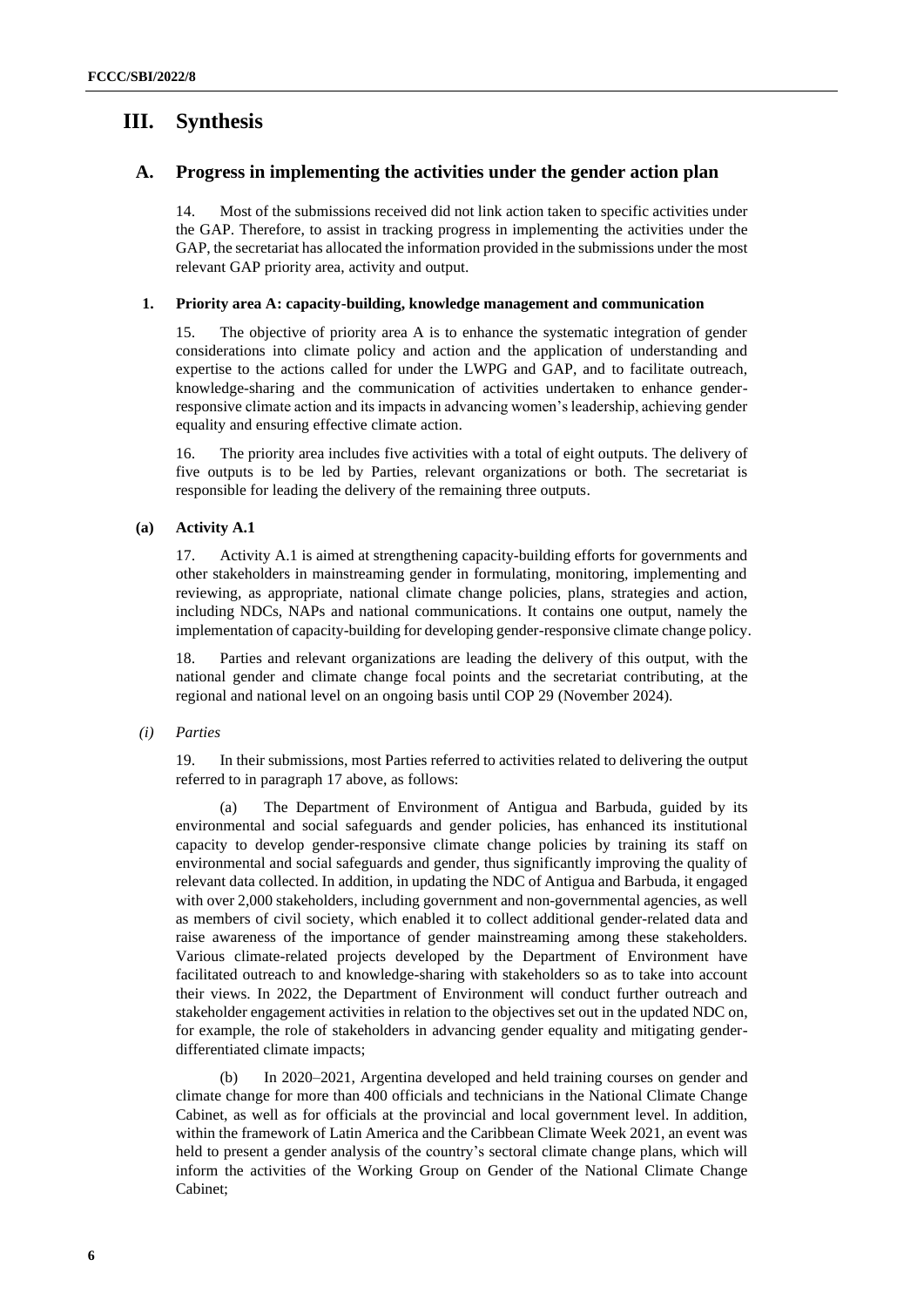# III. Synthesis

## A. Progress in implementing the activities under the gender action plan

14. Most of the submissions received did not link action taken to specific activities under the GAP. Therefore, to assist in tracking progress in implementing the activities under the GAP, the secretariat has allocated the information provided in the submissions under the most relevant GAP priority area, activity and output.

### 1. Priority area A: capacity-building, knowledge management and communication

15. The objective of priority area A is to enhance the systematic integration of gender considerations into climate policy and action and the application of understanding and expertise to the actions called for under the LWPG and GAP, and to facilitate outreach, knowledge-sharing and the communication of activities undertaken to enhance gender-responsive climate action and its impacts in advancing women's leadership, achieving gender equality and ensuring effective climate action.

16. The priority area includes five activities with a total of eight outputs. The delivery of five outputs is to be led by Parties, relevant organizations or both. The secretariat is responsible for leading the delivery of the remaining three outputs.

#### (a) Activity A.1

17. Activity A.1 is aimed at strengthening capacity-building efforts for governments and other stakeholders in mainstreaming gender in formulating, monitoring, implementing and reviewing, as appropriate, national climate change policies, plans, strategies and action, including NDCs, NAPs and national communications. It contains one output, namely the implementation of capacity-building for developing gender-responsive climate change policy.

18. Parties and relevant organizations are leading the delivery of this output, with the national gender and climate change focal points and the secretariat contributing, at the regional and national level on an ongoing basis until COP 29 (November 2024).

*(i) Parties*

19. In their submissions, most Parties referred to activities related to delivering the output referred to in paragraph 17 above, as follows:

(a) The Department of Environment of Antigua and Barbuda, guided by its environmental and social safeguards and gender policies, has enhanced its institutional capacity to develop gender-responsive climate change policies by training its staff on environmental and social safeguards and gender, thus significantly improving the quality of relevant data collected. In addition, in updating the NDC of Antigua and Barbuda, it engaged with over 2,000 stakeholders, including government and non-governmental agencies, as well as members of civil society, which enabled it to collect additional gender-related data and raise awareness of the importance of gender mainstreaming among these stakeholders. Various climate-related projects developed by the Department of Environment have facilitated outreach to and knowledge-sharing with stakeholders so as to take into account their views. In 2022, the Department of Environment will conduct further outreach and stakeholder engagement activities in relation to the objectives set out in the updated NDC on, for example, the role of stakeholders in advancing gender equality and mitigating gender-differentiated climate impacts;

(b) In 2020–2021, Argentina developed and held training courses on gender and climate change for more than 400 officials and technicians in the National Climate Change Cabinet, as well as for officials at the provincial and local government level. In addition, within the framework of Latin America and the Caribbean Climate Week 2021, an event was held to present a gender analysis of the country's sectoral climate change plans, which will inform the activities of the Working Group on Gender of the National Climate Change Cabinet;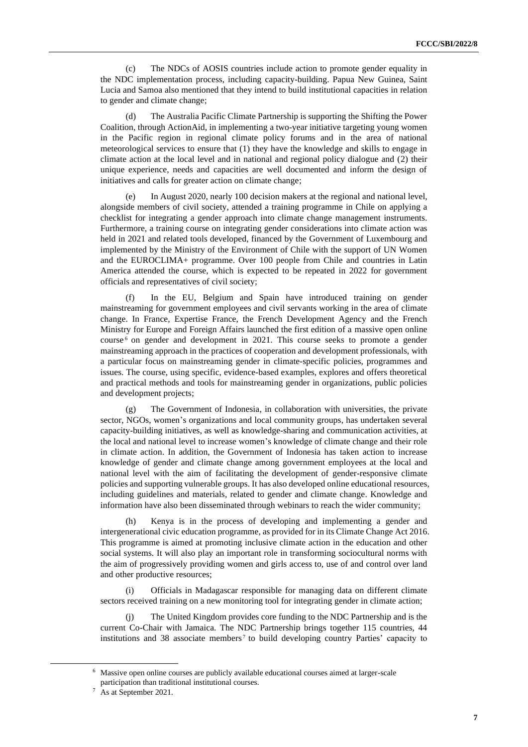(c) The NDCs of AOSIS countries include action to promote gender equality in the NDC implementation process, including capacity-building. Papua New Guinea, Saint Lucia and Samoa also mentioned that they intend to build institutional capacities in relation to gender and climate change;

(d) The Australia Pacific Climate Partnership is supporting the Shifting the Power Coalition, through ActionAid, in implementing a two-year initiative targeting young women in the Pacific region in regional climate policy forums and in the area of national meteorological services to ensure that (1) they have the knowledge and skills to engage in climate action at the local level and in national and regional policy dialogue and (2) their unique experience, needs and capacities are well documented and inform the design of initiatives and calls for greater action on climate change;

(e) In August 2020, nearly 100 decision makers at the regional and national level, alongside members of civil society, attended a training programme in Chile on applying a checklist for integrating a gender approach into climate change management instruments. Furthermore, a training course on integrating gender considerations into climate action was held in 2021 and related tools developed, financed by the Government of Luxembourg and implemented by the Ministry of the Environment of Chile with the support of UN Women and the EUROCLIMA+ programme. Over 100 people from Chile and countries in Latin America attended the course, which is expected to be repeated in 2022 for government officials and representatives of civil society;

(f) In the EU, Belgium and Spain have introduced training on gender mainstreaming for government employees and civil servants working in the area of climate change. In France, Expertise France, the French Development Agency and the French Ministry for Europe and Foreign Affairs launched the first edition of a massive open online course[6] on gender and development in 2021. This course seeks to promote a gender mainstreaming approach in the practices of cooperation and development professionals, with a particular focus on mainstreaming gender in climate-specific policies, programmes and issues. The course, using specific, evidence-based examples, explores and offers theoretical and practical methods and tools for mainstreaming gender in organizations, public policies and development projects;

(g) The Government of Indonesia, in collaboration with universities, the private sector, NGOs, women's organizations and local community groups, has undertaken several capacity-building initiatives, as well as knowledge-sharing and communication activities, at the local and national level to increase women's knowledge of climate change and their role in climate action. In addition, the Government of Indonesia has taken action to increase knowledge of gender and climate change among government employees at the local and national level with the aim of facilitating the development of gender-responsive climate policies and supporting vulnerable groups. It has also developed online educational resources, including guidelines and materials, related to gender and climate change. Knowledge and information have also been disseminated through webinars to reach the wider community;

(h) Kenya is in the process of developing and implementing a gender and intergenerational civic education programme, as provided for in its Climate Change Act 2016. This programme is aimed at promoting inclusive climate action in the education and other social systems. It will also play an important role in transforming sociocultural norms with the aim of progressively providing women and girls access to, use of and control over land and other productive resources;

(i) Officials in Madagascar responsible for managing data on different climate sectors received training on a new monitoring tool for integrating gender in climate action;

(j) The United Kingdom provides core funding to the NDC Partnership and is the current Co-Chair with Jamaica. The NDC Partnership brings together 115 countries, 44 institutions and 38 associate members[7] to build developing country Parties' capacity to

[6] Massive open online courses are publicly available educational courses aimed at larger-scale participation than traditional institutional courses.

[7] As at September 2021.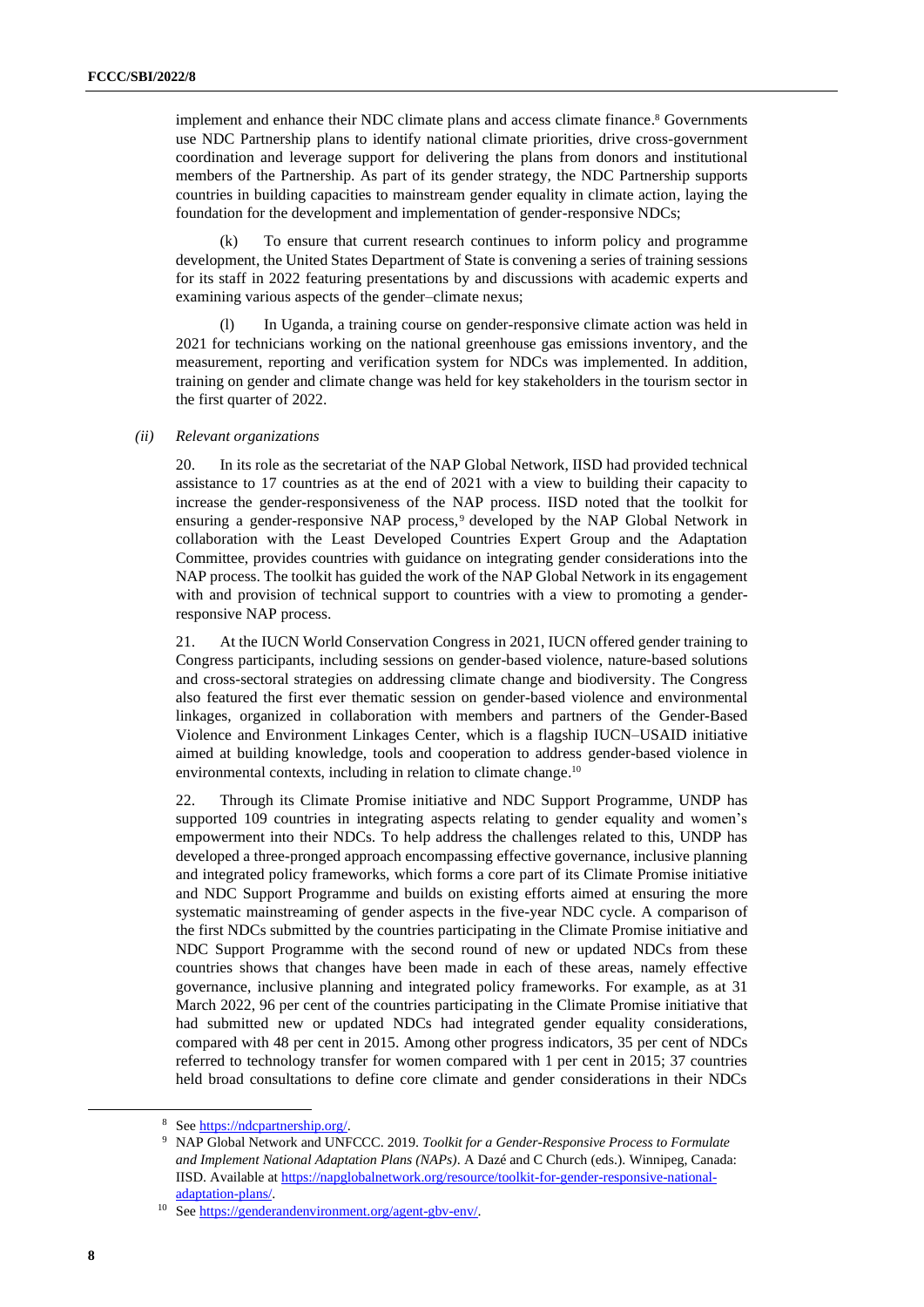implement and enhance their NDC climate plans and access climate finance.[8] Governments use NDC Partnership plans to identify national climate priorities, drive cross-government coordination and leverage support for delivering the plans from donors and institutional members of the Partnership. As part of its gender strategy, the NDC Partnership supports countries in building capacities to mainstream gender equality in climate action, laying the foundation for the development and implementation of gender-responsive NDCs;

(k) To ensure that current research continues to inform policy and programme development, the United States Department of State is convening a series of training sessions for its staff in 2022 featuring presentations by and discussions with academic experts and examining various aspects of the gender–climate nexus;

(l) In Uganda, a training course on gender-responsive climate action was held in 2021 for technicians working on the national greenhouse gas emissions inventory, and the measurement, reporting and verification system for NDCs was implemented. In addition, training on gender and climate change was held for key stakeholders in the tourism sector in the first quarter of 2022.

*(ii) Relevant organizations*

20. In its role as the secretariat of the NAP Global Network, IISD had provided technical assistance to 17 countries as at the end of 2021 with a view to building their capacity to increase the gender-responsiveness of the NAP process. IISD noted that the toolkit for ensuring a gender-responsive NAP process,[9] developed by the NAP Global Network in collaboration with the Least Developed Countries Expert Group and the Adaptation Committee, provides countries with guidance on integrating gender considerations into the NAP process. The toolkit has guided the work of the NAP Global Network in its engagement with and provision of technical support to countries with a view to promoting a gender-responsive NAP process.

21. At the IUCN World Conservation Congress in 2021, IUCN offered gender training to Congress participants, including sessions on gender-based violence, nature-based solutions and cross-sectoral strategies on addressing climate change and biodiversity. The Congress also featured the first ever thematic session on gender-based violence and environmental linkages, organized in collaboration with members and partners of the Gender-Based Violence and Environment Linkages Center, which is a flagship IUCN–USAID initiative aimed at building knowledge, tools and cooperation to address gender-based violence in environmental contexts, including in relation to climate change.[10]

22. Through its Climate Promise initiative and NDC Support Programme, UNDP has supported 109 countries in integrating aspects relating to gender equality and women's empowerment into their NDCs. To help address the challenges related to this, UNDP has developed a three-pronged approach encompassing effective governance, inclusive planning and integrated policy frameworks, which forms a core part of its Climate Promise initiative and NDC Support Programme and builds on existing efforts aimed at ensuring the more systematic mainstreaming of gender aspects in the five-year NDC cycle. A comparison of the first NDCs submitted by the countries participating in the Climate Promise initiative and NDC Support Programme with the second round of new or updated NDCs from these countries shows that changes have been made in each of these areas, namely effective governance, inclusive planning and integrated policy frameworks. For example, as at 31 March 2022, 96 per cent of the countries participating in the Climate Promise initiative that had submitted new or updated NDCs had integrated gender equality considerations, compared with 48 per cent in 2015. Among other progress indicators, 35 per cent of NDCs referred to technology transfer for women compared with 1 per cent in 2015; 37 countries held broad consultations to define core climate and gender considerations in their NDCs

---

[8] See https://ndcpartnership.org/.

[9] NAP Global Network and UNFCCC. 2019. *Toolkit for a Gender-Responsive Process to Formulate and Implement National Adaptation Plans (NAPs)*. A Dazé and C Church (eds.). Winnipeg, Canada: IISD. Available at https://napglobalnetwork.org/resource/toolkit-for-gender-responsive-national-adaptation-plans/.

[10] See https://genderandenvironment.org/agent-gbv-env/.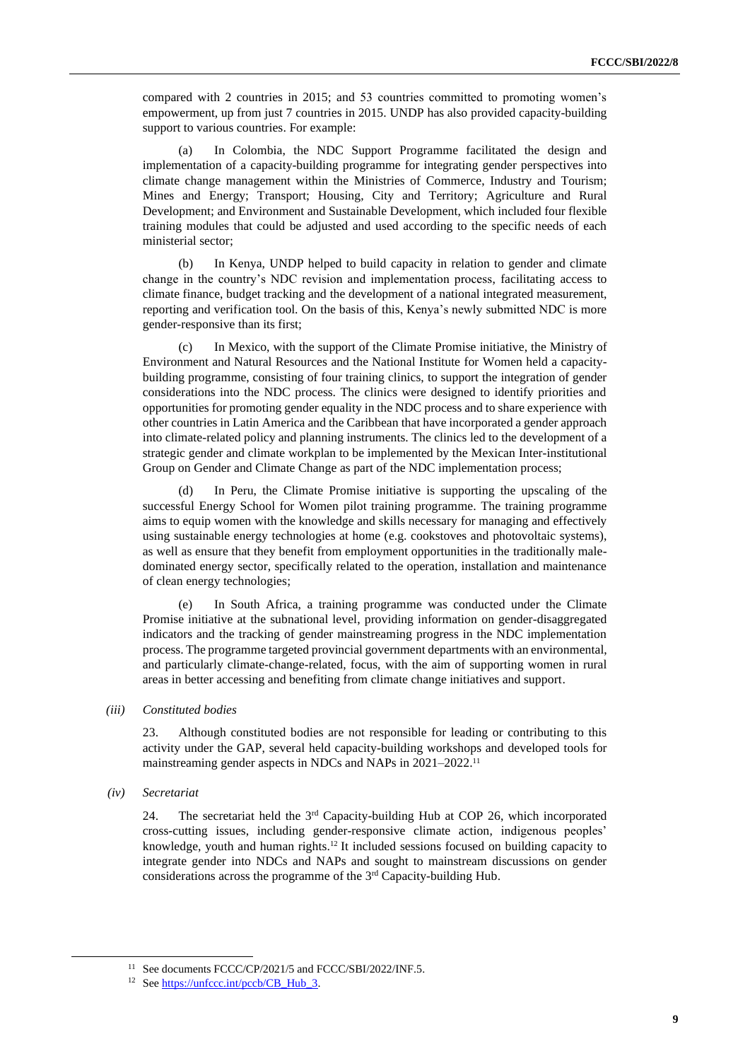compared with 2 countries in 2015; and 53 countries committed to promoting women's empowerment, up from just 7 countries in 2015. UNDP has also provided capacity-building support to various countries. For example:

(a) In Colombia, the NDC Support Programme facilitated the design and implementation of a capacity-building programme for integrating gender perspectives into climate change management within the Ministries of Commerce, Industry and Tourism; Mines and Energy; Transport; Housing, City and Territory; Agriculture and Rural Development; and Environment and Sustainable Development, which included four flexible training modules that could be adjusted and used according to the specific needs of each ministerial sector;

(b) In Kenya, UNDP helped to build capacity in relation to gender and climate change in the country's NDC revision and implementation process, facilitating access to climate finance, budget tracking and the development of a national integrated measurement, reporting and verification tool. On the basis of this, Kenya's newly submitted NDC is more gender-responsive than its first;

(c) In Mexico, with the support of the Climate Promise initiative, the Ministry of Environment and Natural Resources and the National Institute for Women held a capacity-building programme, consisting of four training clinics, to support the integration of gender considerations into the NDC process. The clinics were designed to identify priorities and opportunities for promoting gender equality in the NDC process and to share experience with other countries in Latin America and the Caribbean that have incorporated a gender approach into climate-related policy and planning instruments. The clinics led to the development of a strategic gender and climate workplan to be implemented by the Mexican Inter-institutional Group on Gender and Climate Change as part of the NDC implementation process;

(d) In Peru, the Climate Promise initiative is supporting the upscaling of the successful Energy School for Women pilot training programme. The training programme aims to equip women with the knowledge and skills necessary for managing and effectively using sustainable energy technologies at home (e.g. cookstoves and photovoltaic systems), as well as ensure that they benefit from employment opportunities in the traditionally male-dominated energy sector, specifically related to the operation, installation and maintenance of clean energy technologies;

(e) In South Africa, a training programme was conducted under the Climate Promise initiative at the subnational level, providing information on gender-disaggregated indicators and the tracking of gender mainstreaming progress in the NDC implementation process. The programme targeted provincial government departments with an environmental, and particularly climate-change-related, focus, with the aim of supporting women in rural areas in better accessing and benefiting from climate change initiatives and support.

*(iii) Constituted bodies*

23. Although constituted bodies are not responsible for leading or contributing to this activity under the GAP, several held capacity-building workshops and developed tools for mainstreaming gender aspects in NDCs and NAPs in 2021–2022.[11]

*(iv) Secretariat*

24. The secretariat held the 3rd Capacity-building Hub at COP 26, which incorporated cross-cutting issues, including gender-responsive climate action, indigenous peoples' knowledge, youth and human rights.[12] It included sessions focused on building capacity to integrate gender into NDCs and NAPs and sought to mainstream discussions on gender considerations across the programme of the 3rd Capacity-building Hub.

---

[11] See documents FCCC/CP/2021/5 and FCCC/SBI/2022/INF.5.

[12] See https://unfccc.int/pccb/CB_Hub_3.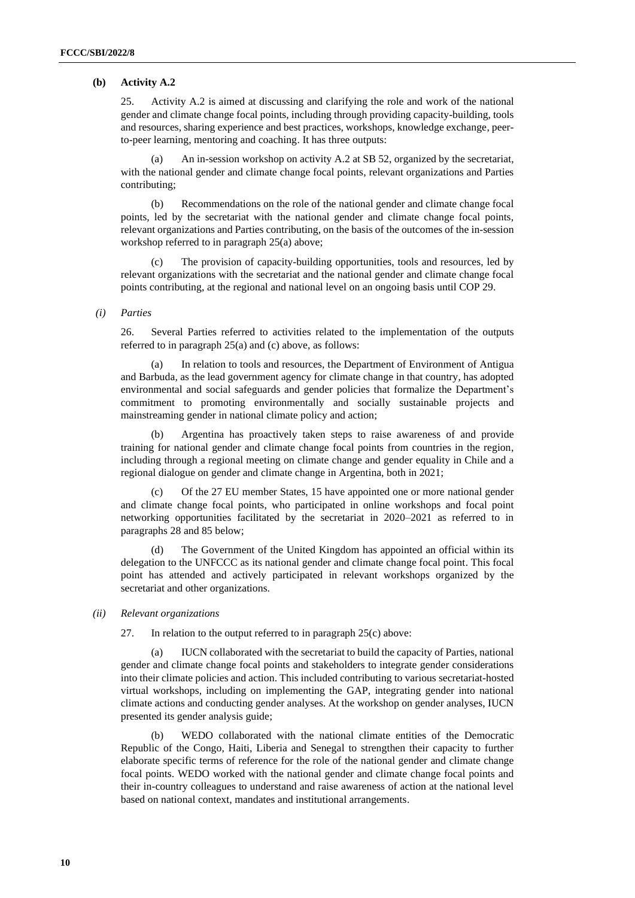**(b) Activity A.2**

25. Activity A.2 is aimed at discussing and clarifying the role and work of the national gender and climate change focal points, including through providing capacity-building, tools and resources, sharing experience and best practices, workshops, knowledge exchange, peer-to-peer learning, mentoring and coaching. It has three outputs:

(a) An in-session workshop on activity A.2 at SB 52, organized by the secretariat, with the national gender and climate change focal points, relevant organizations and Parties contributing;

(b) Recommendations on the role of the national gender and climate change focal points, led by the secretariat with the national gender and climate change focal points, relevant organizations and Parties contributing, on the basis of the outcomes of the in-session workshop referred to in paragraph 25(a) above;

(c) The provision of capacity-building opportunities, tools and resources, led by relevant organizations with the secretariat and the national gender and climate change focal points contributing, at the regional and national level on an ongoing basis until COP 29.

*(i) Parties*

26. Several Parties referred to activities related to the implementation of the outputs referred to in paragraph 25(a) and (c) above, as follows:

(a) In relation to tools and resources, the Department of Environment of Antigua and Barbuda, as the lead government agency for climate change in that country, has adopted environmental and social safeguards and gender policies that formalize the Department's commitment to promoting environmentally and socially sustainable projects and mainstreaming gender in national climate policy and action;

(b) Argentina has proactively taken steps to raise awareness of and provide training for national gender and climate change focal points from countries in the region, including through a regional meeting on climate change and gender equality in Chile and a regional dialogue on gender and climate change in Argentina, both in 2021;

(c) Of the 27 EU member States, 15 have appointed one or more national gender and climate change focal points, who participated in online workshops and focal point networking opportunities facilitated by the secretariat in 2020–2021 as referred to in paragraphs 28 and 85 below;

(d) The Government of the United Kingdom has appointed an official within its delegation to the UNFCCC as its national gender and climate change focal point. This focal point has attended and actively participated in relevant workshops organized by the secretariat and other organizations.

*(ii) Relevant organizations*

27. In relation to the output referred to in paragraph 25(c) above:

(a) IUCN collaborated with the secretariat to build the capacity of Parties, national gender and climate change focal points and stakeholders to integrate gender considerations into their climate policies and action. This included contributing to various secretariat-hosted virtual workshops, including on implementing the GAP, integrating gender into national climate actions and conducting gender analyses. At the workshop on gender analyses, IUCN presented its gender analysis guide;

(b) WEDO collaborated with the national climate entities of the Democratic Republic of the Congo, Haiti, Liberia and Senegal to strengthen their capacity to further elaborate specific terms of reference for the role of the national gender and climate change focal points. WEDO worked with the national gender and climate change focal points and their in-country colleagues to understand and raise awareness of action at the national level based on national context, mandates and institutional arrangements.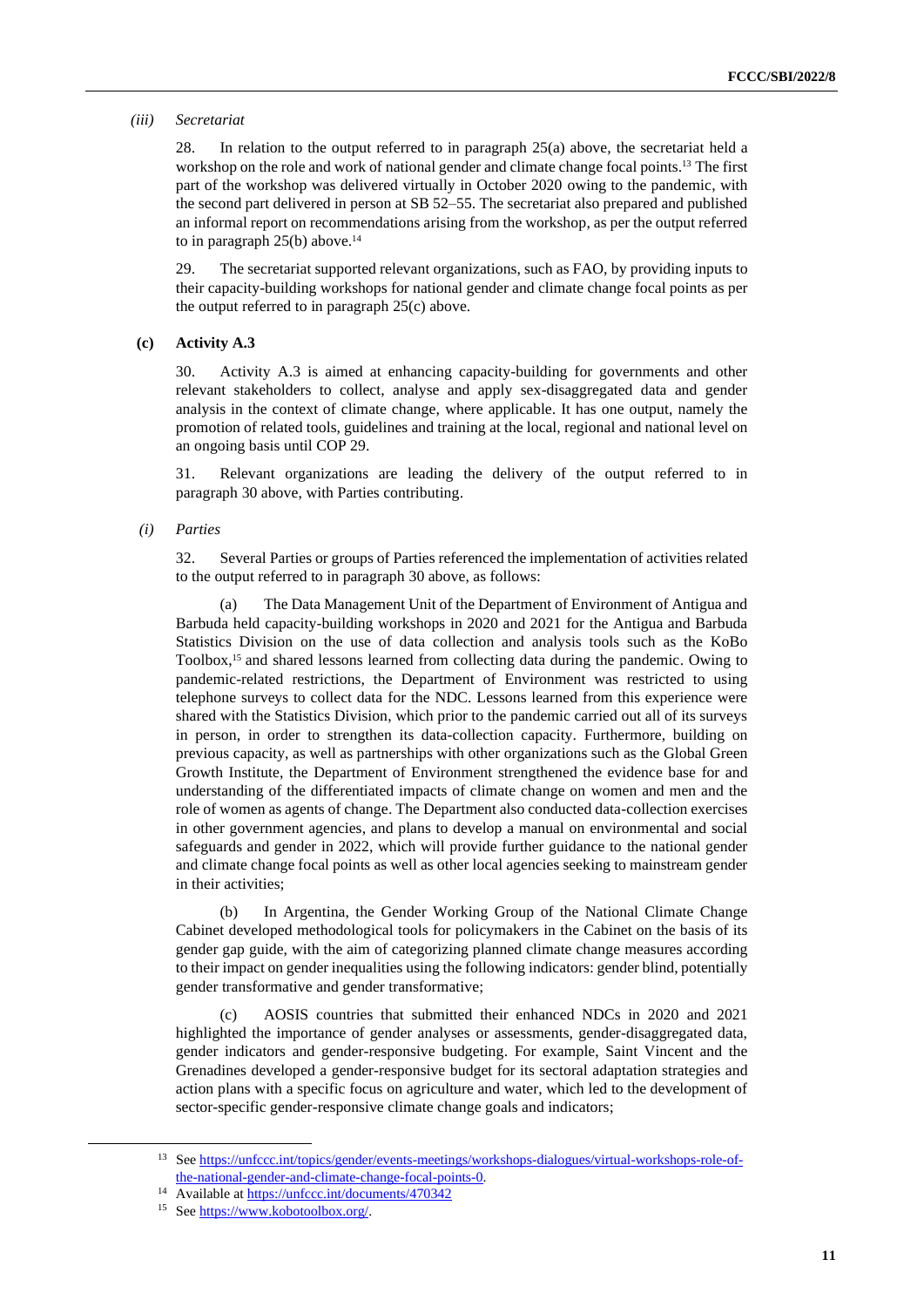*(iii) Secretariat*

28. In relation to the output referred to in paragraph 25(a) above, the secretariat held a workshop on the role and work of national gender and climate change focal points.[13] The first part of the workshop was delivered virtually in October 2020 owing to the pandemic, with the second part delivered in person at SB 52–55. The secretariat also prepared and published an informal report on recommendations arising from the workshop, as per the output referred to in paragraph 25(b) above.[14]

29. The secretariat supported relevant organizations, such as FAO, by providing inputs to their capacity-building workshops for national gender and climate change focal points as per the output referred to in paragraph 25(c) above.

### (c) Activity A.3

30. Activity A.3 is aimed at enhancing capacity-building for governments and other relevant stakeholders to collect, analyse and apply sex-disaggregated data and gender analysis in the context of climate change, where applicable. It has one output, namely the promotion of related tools, guidelines and training at the local, regional and national level on an ongoing basis until COP 29.

31. Relevant organizations are leading the delivery of the output referred to in paragraph 30 above, with Parties contributing.

*(i) Parties*

32. Several Parties or groups of Parties referenced the implementation of activities related to the output referred to in paragraph 30 above, as follows:

(a) The Data Management Unit of the Department of Environment of Antigua and Barbuda held capacity-building workshops in 2020 and 2021 for the Antigua and Barbuda Statistics Division on the use of data collection and analysis tools such as the KoBo Toolbox,[15] and shared lessons learned from collecting data during the pandemic. Owing to pandemic-related restrictions, the Department of Environment was restricted to using telephone surveys to collect data for the NDC. Lessons learned from this experience were shared with the Statistics Division, which prior to the pandemic carried out all of its surveys in person, in order to strengthen its data-collection capacity. Furthermore, building on previous capacity, as well as partnerships with other organizations such as the Global Green Growth Institute, the Department of Environment strengthened the evidence base for and understanding of the differentiated impacts of climate change on women and men and the role of women as agents of change. The Department also conducted data-collection exercises in other government agencies, and plans to develop a manual on environmental and social safeguards and gender in 2022, which will provide further guidance to the national gender and climate change focal points as well as other local agencies seeking to mainstream gender in their activities;

(b) In Argentina, the Gender Working Group of the National Climate Change Cabinet developed methodological tools for policymakers in the Cabinet on the basis of its gender gap guide, with the aim of categorizing planned climate change measures according to their impact on gender inequalities using the following indicators: gender blind, potentially gender transformative and gender transformative;

(c) AOSIS countries that submitted their enhanced NDCs in 2020 and 2021 highlighted the importance of gender analyses or assessments, gender-disaggregated data, gender indicators and gender-responsive budgeting. For example, Saint Vincent and the Grenadines developed a gender-responsive budget for its sectoral adaptation strategies and action plans with a specific focus on agriculture and water, which led to the development of sector-specific gender-responsive climate change goals and indicators;

---

[13] See https://unfccc.int/topics/gender/events-meetings/workshops-dialogues/virtual-workshops-role-of-the-national-gender-and-climate-change-focal-points-0.

[14] Available at https://unfccc.int/documents/470342

[15] See https://www.kobotoolbox.org/.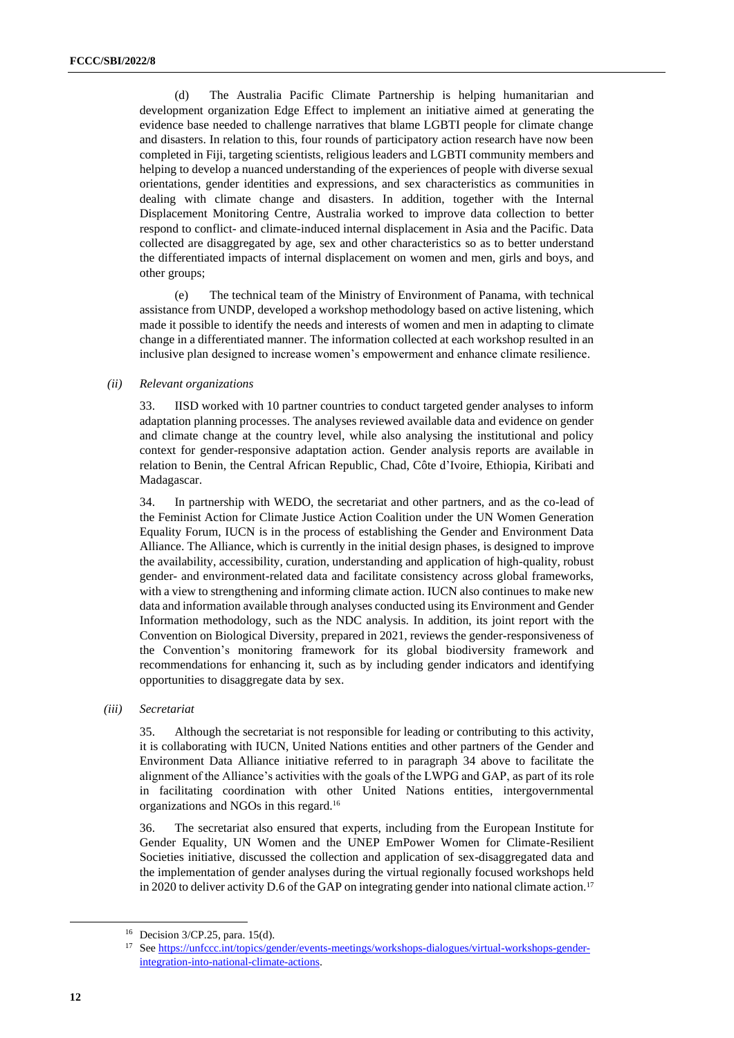(d) The Australia Pacific Climate Partnership is helping humanitarian and development organization Edge Effect to implement an initiative aimed at generating the evidence base needed to challenge narratives that blame LGBTI people for climate change and disasters. In relation to this, four rounds of participatory action research have now been completed in Fiji, targeting scientists, religious leaders and LGBTI community members and helping to develop a nuanced understanding of the experiences of people with diverse sexual orientations, gender identities and expressions, and sex characteristics as communities in dealing with climate change and disasters. In addition, together with the Internal Displacement Monitoring Centre, Australia worked to improve data collection to better respond to conflict- and climate-induced internal displacement in Asia and the Pacific. Data collected are disaggregated by age, sex and other characteristics so as to better understand the differentiated impacts of internal displacement on women and men, girls and boys, and other groups;

(e) The technical team of the Ministry of Environment of Panama, with technical assistance from UNDP, developed a workshop methodology based on active listening, which made it possible to identify the needs and interests of women and men in adapting to climate change in a differentiated manner. The information collected at each workshop resulted in an inclusive plan designed to increase women's empowerment and enhance climate resilience.

*(ii) Relevant organizations*

33. IISD worked with 10 partner countries to conduct targeted gender analyses to inform adaptation planning processes. The analyses reviewed available data and evidence on gender and climate change at the country level, while also analysing the institutional and policy context for gender-responsive adaptation action. Gender analysis reports are available in relation to Benin, the Central African Republic, Chad, Côte d'Ivoire, Ethiopia, Kiribati and Madagascar.

34. In partnership with WEDO, the secretariat and other partners, and as the co-lead of the Feminist Action for Climate Justice Action Coalition under the UN Women Generation Equality Forum, IUCN is in the process of establishing the Gender and Environment Data Alliance. The Alliance, which is currently in the initial design phases, is designed to improve the availability, accessibility, curation, understanding and application of high-quality, robust gender- and environment-related data and facilitate consistency across global frameworks, with a view to strengthening and informing climate action. IUCN also continues to make new data and information available through analyses conducted using its Environment and Gender Information methodology, such as the NDC analysis. In addition, its joint report with the Convention on Biological Diversity, prepared in 2021, reviews the gender-responsiveness of the Convention's monitoring framework for its global biodiversity framework and recommendations for enhancing it, such as by including gender indicators and identifying opportunities to disaggregate data by sex.

*(iii) Secretariat*

35. Although the secretariat is not responsible for leading or contributing to this activity, it is collaborating with IUCN, United Nations entities and other partners of the Gender and Environment Data Alliance initiative referred to in paragraph 34 above to facilitate the alignment of the Alliance's activities with the goals of the LWPG and GAP, as part of its role in facilitating coordination with other United Nations entities, intergovernmental organizations and NGOs in this regard.[16]

36. The secretariat also ensured that experts, including from the European Institute for Gender Equality, UN Women and the UNEP EmPower Women for Climate-Resilient Societies initiative, discussed the collection and application of sex-disaggregated data and the implementation of gender analyses during the virtual regionally focused workshops held in 2020 to deliver activity D.6 of the GAP on integrating gender into national climate action.[17]

---

[16] Decision 3/CP.25, para. 15(d).

[17] See https://unfccc.int/topics/gender/events-meetings/workshops-dialogues/virtual-workshops-gender-integration-into-national-climate-actions.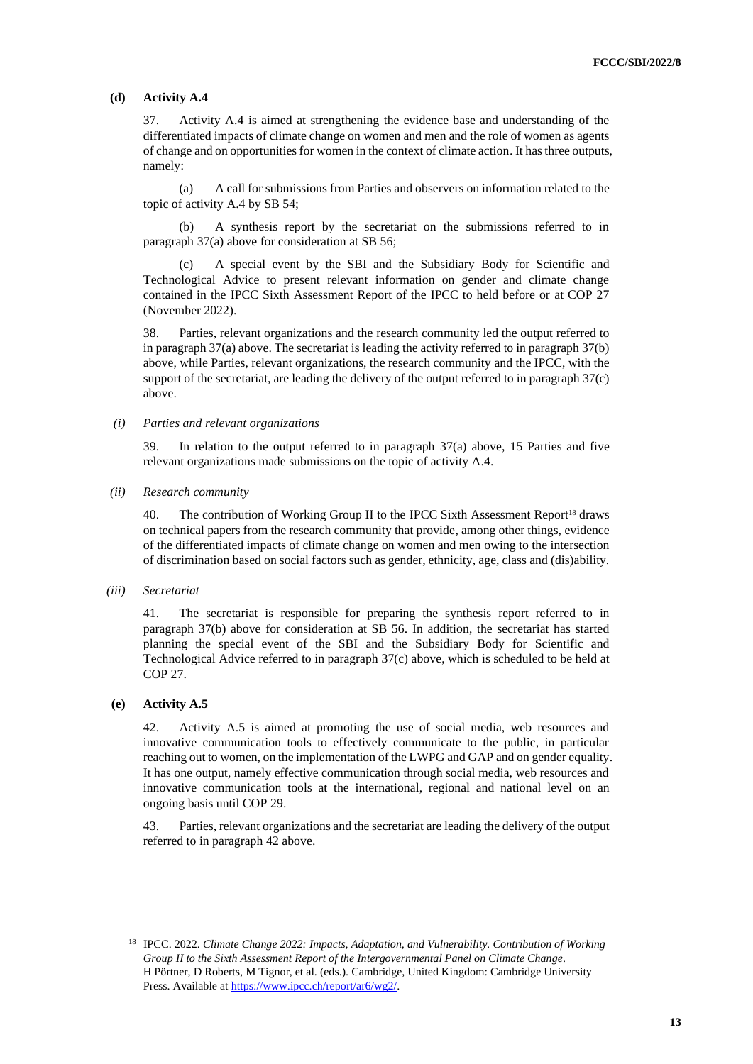### (d) Activity A.4

37. Activity A.4 is aimed at strengthening the evidence base and understanding of the differentiated impacts of climate change on women and men and the role of women as agents of change and on opportunities for women in the context of climate action. It has three outputs, namely:

(a) A call for submissions from Parties and observers on information related to the topic of activity A.4 by SB 54;

(b) A synthesis report by the secretariat on the submissions referred to in paragraph 37(a) above for consideration at SB 56;

(c) A special event by the SBI and the Subsidiary Body for Scientific and Technological Advice to present relevant information on gender and climate change contained in the IPCC Sixth Assessment Report of the IPCC to held before or at COP 27 (November 2022).

38. Parties, relevant organizations and the research community led the output referred to in paragraph 37(a) above. The secretariat is leading the activity referred to in paragraph 37(b) above, while Parties, relevant organizations, the research community and the IPCC, with the support of the secretariat, are leading the delivery of the output referred to in paragraph 37(c) above.

#### *(i) Parties and relevant organizations*

39. In relation to the output referred to in paragraph 37(a) above, 15 Parties and five relevant organizations made submissions on the topic of activity A.4.

#### *(ii) Research community*

40. The contribution of Working Group II to the IPCC Sixth Assessment Report[18] draws on technical papers from the research community that provide, among other things, evidence of the differentiated impacts of climate change on women and men owing to the intersection of discrimination based on social factors such as gender, ethnicity, age, class and (dis)ability.

#### *(iii) Secretariat*

41. The secretariat is responsible for preparing the synthesis report referred to in paragraph 37(b) above for consideration at SB 56. In addition, the secretariat has started planning the special event of the SBI and the Subsidiary Body for Scientific and Technological Advice referred to in paragraph 37(c) above, which is scheduled to be held at COP 27.

### (e) Activity A.5

42. Activity A.5 is aimed at promoting the use of social media, web resources and innovative communication tools to effectively communicate to the public, in particular reaching out to women, on the implementation of the LWPG and GAP and on gender equality. It has one output, namely effective communication through social media, web resources and innovative communication tools at the international, regional and national level on an ongoing basis until COP 29.

43. Parties, relevant organizations and the secretariat are leading the delivery of the output referred to in paragraph 42 above.

---

[18] IPCC. 2022. *Climate Change 2022: Impacts, Adaptation, and Vulnerability. Contribution of Working Group II to the Sixth Assessment Report of the Intergovernmental Panel on Climate Change*. H Pörtner, D Roberts, M Tignor, et al. (eds.). Cambridge, United Kingdom: Cambridge University Press. Available at https://www.ipcc.ch/report/ar6/wg2/.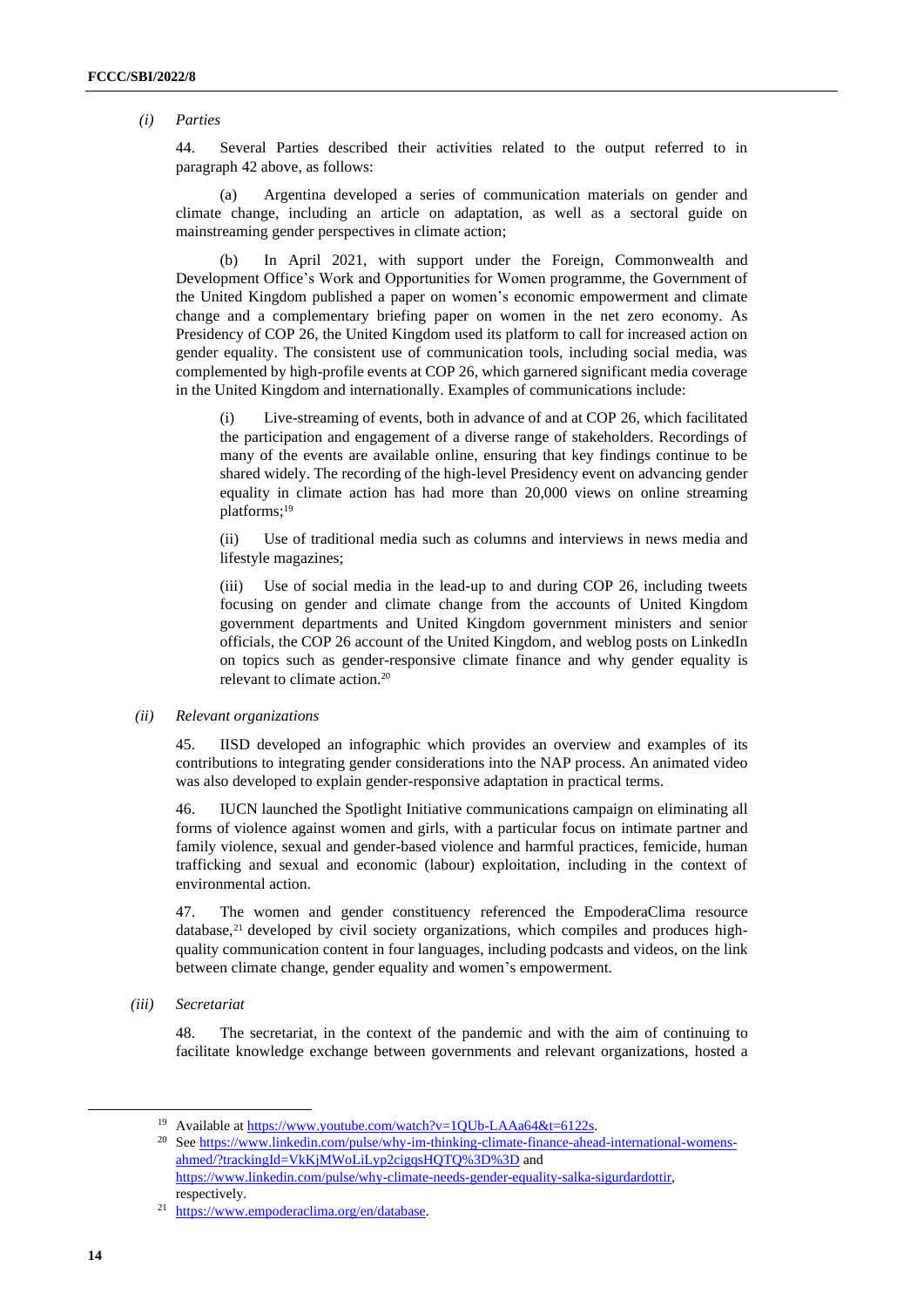*(i) Parties*

44. Several Parties described their activities related to the output referred to in paragraph 42 above, as follows:

(a) Argentina developed a series of communication materials on gender and climate change, including an article on adaptation, as well as a sectoral guide on mainstreaming gender perspectives in climate action;

(b) In April 2021, with support under the Foreign, Commonwealth and Development Office's Work and Opportunities for Women programme, the Government of the United Kingdom published a paper on women's economic empowerment and climate change and a complementary briefing paper on women in the net zero economy. As Presidency of COP 26, the United Kingdom used its platform to call for increased action on gender equality. The consistent use of communication tools, including social media, was complemented by high-profile events at COP 26, which garnered significant media coverage in the United Kingdom and internationally. Examples of communications include:

(i) Live-streaming of events, both in advance of and at COP 26, which facilitated the participation and engagement of a diverse range of stakeholders. Recordings of many of the events are available online, ensuring that key findings continue to be shared widely. The recording of the high-level Presidency event on advancing gender equality in climate action has had more than 20,000 views on online streaming platforms;[19]

(ii) Use of traditional media such as columns and interviews in news media and lifestyle magazines;

(iii) Use of social media in the lead-up to and during COP 26, including tweets focusing on gender and climate change from the accounts of United Kingdom government departments and United Kingdom government ministers and senior officials, the COP 26 account of the United Kingdom, and weblog posts on LinkedIn on topics such as gender-responsive climate finance and why gender equality is relevant to climate action.[20]

*(ii) Relevant organizations*

45. IISD developed an infographic which provides an overview and examples of its contributions to integrating gender considerations into the NAP process. An animated video was also developed to explain gender-responsive adaptation in practical terms.

46. IUCN launched the Spotlight Initiative communications campaign on eliminating all forms of violence against women and girls, with a particular focus on intimate partner and family violence, sexual and gender-based violence and harmful practices, femicide, human trafficking and sexual and economic (labour) exploitation, including in the context of environmental action.

47. The women and gender constituency referenced the EmpoderaClima resource database,[21] developed by civil society organizations, which compiles and produces high-quality communication content in four languages, including podcasts and videos, on the link between climate change, gender equality and women's empowerment.

*(iii) Secretariat*

48. The secretariat, in the context of the pandemic and with the aim of continuing to facilitate knowledge exchange between governments and relevant organizations, hosted a

---

[19] Available at https://www.youtube.com/watch?v=1QUb-LAAa64&t=6122s.

[20] See https://www.linkedin.com/pulse/why-im-thinking-climate-finance-ahead-international-womens-ahmed/?trackingId=VkKjMWoLiLyp2cigqsHQTQ%3D%3D and https://www.linkedin.com/pulse/why-climate-needs-gender-equality-salka-sigurdardottir, respectively.

[21] https://www.empoderaclima.org/en/database.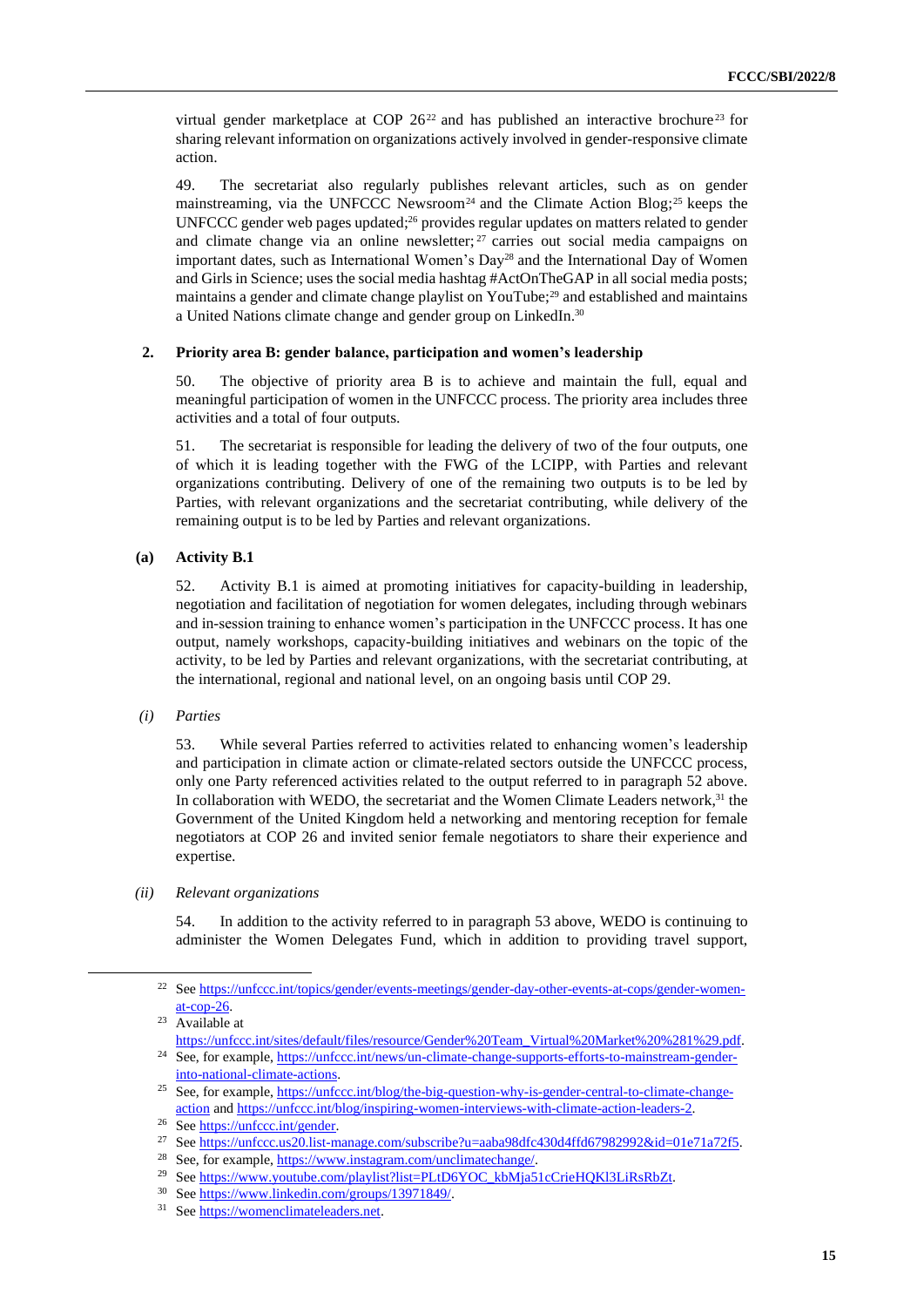virtual gender marketplace at COP 26[22] and has published an interactive brochure[23] for sharing relevant information on organizations actively involved in gender-responsive climate action.

49. The secretariat also regularly publishes relevant articles, such as on gender mainstreaming, via the UNFCCC Newsroom[24] and the Climate Action Blog;[25] keeps the UNFCCC gender web pages updated;[26] provides regular updates on matters related to gender and climate change via an online newsletter;[27] carries out social media campaigns on important dates, such as International Women's Day[28] and the International Day of Women and Girls in Science; uses the social media hashtag #ActOnTheGAP in all social media posts; maintains a gender and climate change playlist on YouTube;[29] and established and maintains a United Nations climate change and gender group on LinkedIn.[30]

### 2. Priority area B: gender balance, participation and women's leadership

50. The objective of priority area B is to achieve and maintain the full, equal and meaningful participation of women in the UNFCCC process. The priority area includes three activities and a total of four outputs.

51. The secretariat is responsible for leading the delivery of two of the four outputs, one of which it is leading together with the FWG of the LCIPP, with Parties and relevant organizations contributing. Delivery of one of the remaining two outputs is to be led by Parties, with relevant organizations and the secretariat contributing, while delivery of the remaining output is to be led by Parties and relevant organizations.

#### (a) Activity B.1

52. Activity B.1 is aimed at promoting initiatives for capacity-building in leadership, negotiation and facilitation of negotiation for women delegates, including through webinars and in-session training to enhance women's participation in the UNFCCC process. It has one output, namely workshops, capacity-building initiatives and webinars on the topic of the activity, to be led by Parties and relevant organizations, with the secretariat contributing, at the international, regional and national level, on an ongoing basis until COP 29.

##### *(i) Parties*

53. While several Parties referred to activities related to enhancing women's leadership and participation in climate action or climate-related sectors outside the UNFCCC process, only one Party referenced activities related to the output referred to in paragraph 52 above. In collaboration with WEDO, the secretariat and the Women Climate Leaders network,[31] the Government of the United Kingdom held a networking and mentoring reception for female negotiators at COP 26 and invited senior female negotiators to share their experience and expertise.

##### *(ii) Relevant organizations*

54. In addition to the activity referred to in paragraph 53 above, WEDO is continuing to administer the Women Delegates Fund, which in addition to providing travel support,

---

[22] See https://unfccc.int/topics/gender/events-meetings/gender-day-other-events-at-cops/gender-women-at-cop-26.

[23] Available at https://unfccc.int/sites/default/files/resource/Gender%20Team_Virtual%20Market%20%281%29.pdf.

[24] See, for example, https://unfccc.int/news/un-climate-change-supports-efforts-to-mainstream-gender-into-national-climate-actions.

[25] See, for example, https://unfccc.int/blog/the-big-question-why-is-gender-central-to-climate-change-action and https://unfccc.int/blog/inspiring-women-interviews-with-climate-action-leaders-2.

[26] See https://unfccc.int/gender.

[27] See https://unfccc.us20.list-manage.com/subscribe?u=aaba98dfc430d4ffd67982992&id=01e71a72f5.

[28] See, for example, https://www.instagram.com/unclimatechange/.

[29] See https://www.youtube.com/playlist?list=PLtD6YOC_kbMja51cCrieHQKl3LiRsRbZt.

[30] See https://www.linkedin.com/groups/13971849/.

[31] See https://womenclimateleaders.net.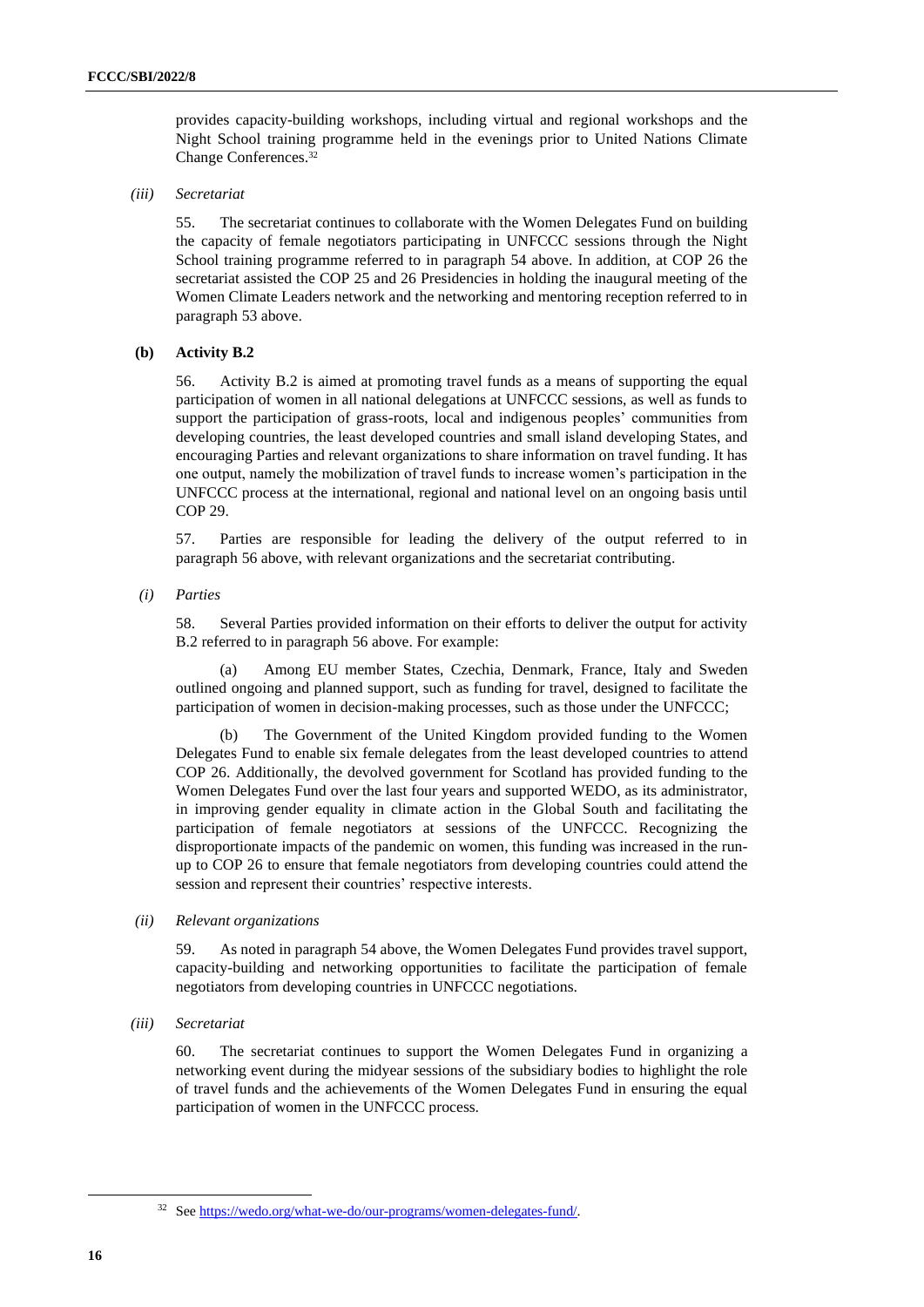provides capacity-building workshops, including virtual and regional workshops and the Night School training programme held in the evenings prior to United Nations Climate Change Conferences.[32]

*(iii) Secretariat*

55. The secretariat continues to collaborate with the Women Delegates Fund on building the capacity of female negotiators participating in UNFCCC sessions through the Night School training programme referred to in paragraph 54 above. In addition, at COP 26 the secretariat assisted the COP 25 and 26 Presidencies in holding the inaugural meeting of the Women Climate Leaders network and the networking and mentoring reception referred to in paragraph 53 above.

**(b) Activity B.2**

56. Activity B.2 is aimed at promoting travel funds as a means of supporting the equal participation of women in all national delegations at UNFCCC sessions, as well as funds to support the participation of grass-roots, local and indigenous peoples' communities from developing countries, the least developed countries and small island developing States, and encouraging Parties and relevant organizations to share information on travel funding. It has one output, namely the mobilization of travel funds to increase women's participation in the UNFCCC process at the international, regional and national level on an ongoing basis until COP 29.

57. Parties are responsible for leading the delivery of the output referred to in paragraph 56 above, with relevant organizations and the secretariat contributing.

*(i) Parties*

58. Several Parties provided information on their efforts to deliver the output for activity B.2 referred to in paragraph 56 above. For example:

(a) Among EU member States, Czechia, Denmark, France, Italy and Sweden outlined ongoing and planned support, such as funding for travel, designed to facilitate the participation of women in decision-making processes, such as those under the UNFCCC;

(b) The Government of the United Kingdom provided funding to the Women Delegates Fund to enable six female delegates from the least developed countries to attend COP 26. Additionally, the devolved government for Scotland has provided funding to the Women Delegates Fund over the last four years and supported WEDO, as its administrator, in improving gender equality in climate action in the Global South and facilitating the participation of female negotiators at sessions of the UNFCCC. Recognizing the disproportionate impacts of the pandemic on women, this funding was increased in the run-up to COP 26 to ensure that female negotiators from developing countries could attend the session and represent their countries' respective interests.

*(ii) Relevant organizations*

59. As noted in paragraph 54 above, the Women Delegates Fund provides travel support, capacity-building and networking opportunities to facilitate the participation of female negotiators from developing countries in UNFCCC negotiations.

*(iii) Secretariat*

60. The secretariat continues to support the Women Delegates Fund in organizing a networking event during the midyear sessions of the subsidiary bodies to highlight the role of travel funds and the achievements of the Women Delegates Fund in ensuring the equal participation of women in the UNFCCC process.

[32] See https://wedo.org/what-we-do/our-programs/women-delegates-fund/.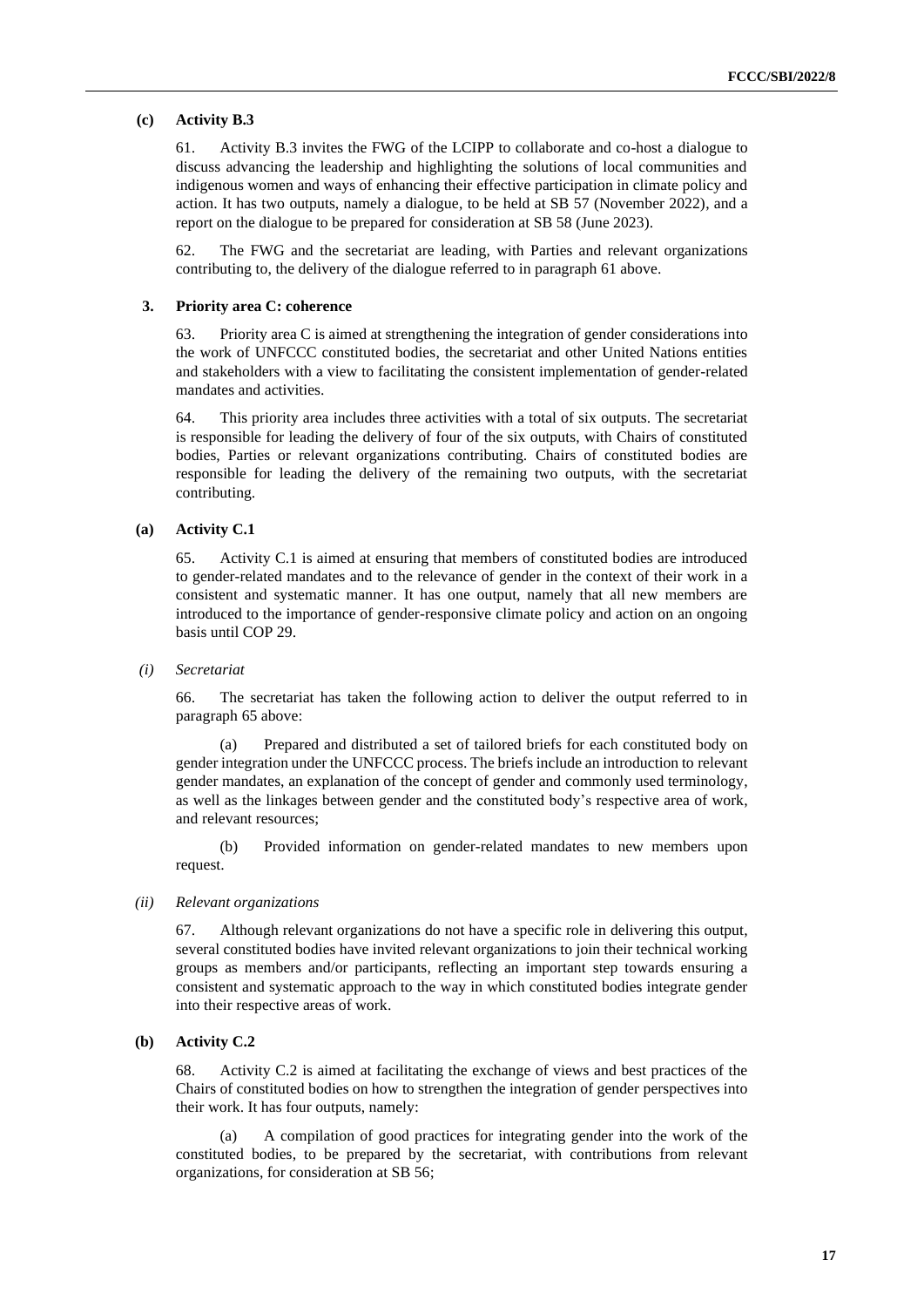#### (c) Activity B.3

61. Activity B.3 invites the FWG of the LCIPP to collaborate and co-host a dialogue to discuss advancing the leadership and highlighting the solutions of local communities and indigenous women and ways of enhancing their effective participation in climate policy and action. It has two outputs, namely a dialogue, to be held at SB 57 (November 2022), and a report on the dialogue to be prepared for consideration at SB 58 (June 2023).

62. The FWG and the secretariat are leading, with Parties and relevant organizations contributing to, the delivery of the dialogue referred to in paragraph 61 above.

### 3. Priority area C: coherence

63. Priority area C is aimed at strengthening the integration of gender considerations into the work of UNFCCC constituted bodies, the secretariat and other United Nations entities and stakeholders with a view to facilitating the consistent implementation of gender-related mandates and activities.

64. This priority area includes three activities with a total of six outputs. The secretariat is responsible for leading the delivery of four of the six outputs, with Chairs of constituted bodies, Parties or relevant organizations contributing. Chairs of constituted bodies are responsible for leading the delivery of the remaining two outputs, with the secretariat contributing.

#### (a) Activity C.1

65. Activity C.1 is aimed at ensuring that members of constituted bodies are introduced to gender-related mandates and to the relevance of gender in the context of their work in a consistent and systematic manner. It has one output, namely that all new members are introduced to the importance of gender-responsive climate policy and action on an ongoing basis until COP 29.

##### *(i) Secretariat*

66. The secretariat has taken the following action to deliver the output referred to in paragraph 65 above:

(a) Prepared and distributed a set of tailored briefs for each constituted body on gender integration under the UNFCCC process. The briefs include an introduction to relevant gender mandates, an explanation of the concept of gender and commonly used terminology, as well as the linkages between gender and the constituted body's respective area of work, and relevant resources;

(b) Provided information on gender-related mandates to new members upon request.

##### *(ii) Relevant organizations*

67. Although relevant organizations do not have a specific role in delivering this output, several constituted bodies have invited relevant organizations to join their technical working groups as members and/or participants, reflecting an important step towards ensuring a consistent and systematic approach to the way in which constituted bodies integrate gender into their respective areas of work.

#### (b) Activity C.2

68. Activity C.2 is aimed at facilitating the exchange of views and best practices of the Chairs of constituted bodies on how to strengthen the integration of gender perspectives into their work. It has four outputs, namely:

(a) A compilation of good practices for integrating gender into the work of the constituted bodies, to be prepared by the secretariat, with contributions from relevant organizations, for consideration at SB 56;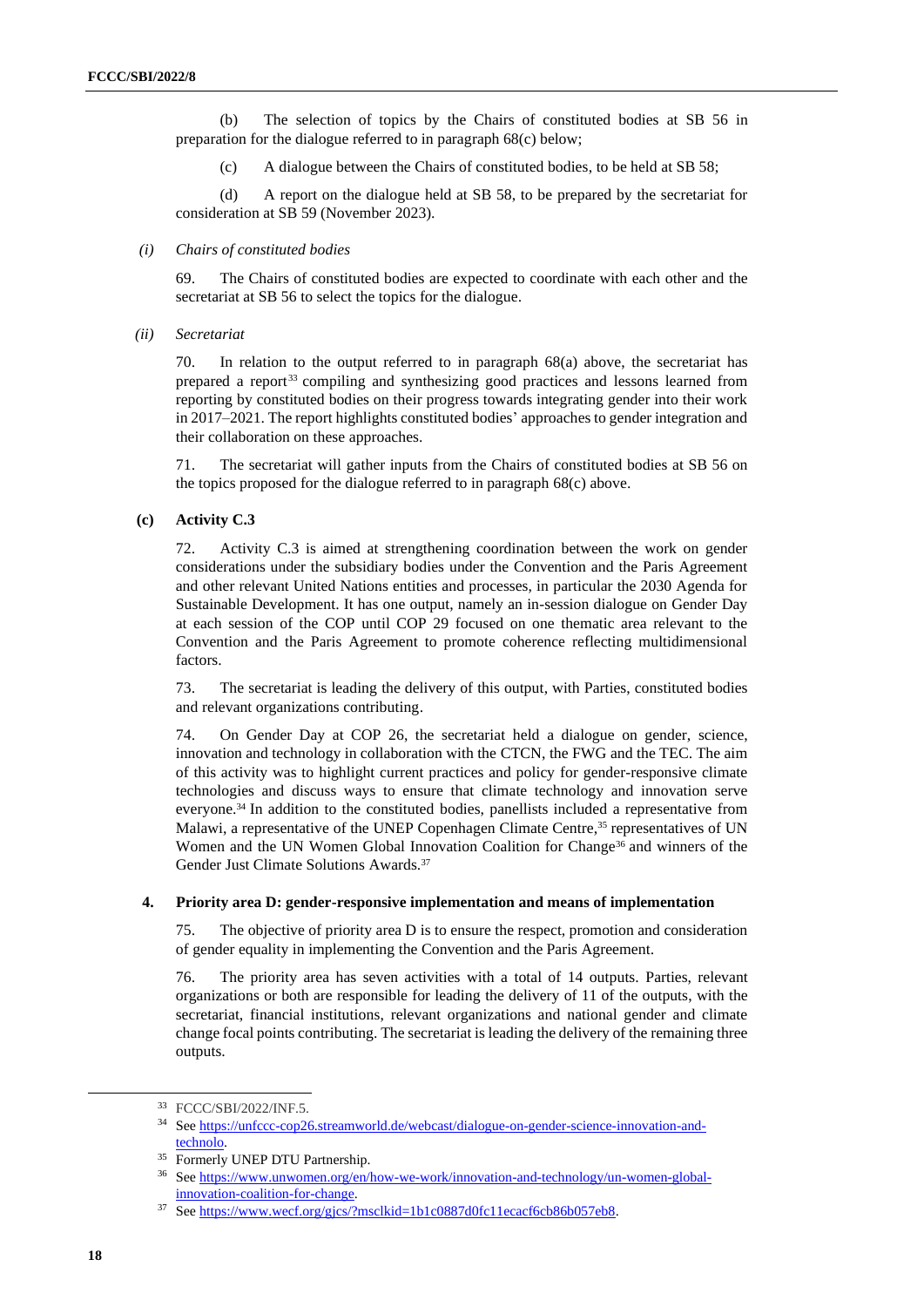(b) The selection of topics by the Chairs of constituted bodies at SB 56 in preparation for the dialogue referred to in paragraph 68(c) below;

(c) A dialogue between the Chairs of constituted bodies, to be held at SB 58;

(d) A report on the dialogue held at SB 58, to be prepared by the secretariat for consideration at SB 59 (November 2023).

*(i) Chairs of constituted bodies*

69. The Chairs of constituted bodies are expected to coordinate with each other and the secretariat at SB 56 to select the topics for the dialogue.

*(ii) Secretariat*

70. In relation to the output referred to in paragraph 68(a) above, the secretariat has prepared a report[33] compiling and synthesizing good practices and lessons learned from reporting by constituted bodies on their progress towards integrating gender into their work in 2017–2021. The report highlights constituted bodies' approaches to gender integration and their collaboration on these approaches.

71. The secretariat will gather inputs from the Chairs of constituted bodies at SB 56 on the topics proposed for the dialogue referred to in paragraph 68(c) above.

**(c) Activity C.3**

72. Activity C.3 is aimed at strengthening coordination between the work on gender considerations under the subsidiary bodies under the Convention and the Paris Agreement and other relevant United Nations entities and processes, in particular the 2030 Agenda for Sustainable Development. It has one output, namely an in-session dialogue on Gender Day at each session of the COP until COP 29 focused on one thematic area relevant to the Convention and the Paris Agreement to promote coherence reflecting multidimensional factors.

73. The secretariat is leading the delivery of this output, with Parties, constituted bodies and relevant organizations contributing.

74. On Gender Day at COP 26, the secretariat held a dialogue on gender, science, innovation and technology in collaboration with the CTCN, the FWG and the TEC. The aim of this activity was to highlight current practices and policy for gender-responsive climate technologies and discuss ways to ensure that climate technology and innovation serve everyone.[34] In addition to the constituted bodies, panellists included a representative from Malawi, a representative of the UNEP Copenhagen Climate Centre,[35] representatives of UN Women and the UN Women Global Innovation Coalition for Change[36] and winners of the Gender Just Climate Solutions Awards.[37]

**4. Priority area D: gender-responsive implementation and means of implementation**

75. The objective of priority area D is to ensure the respect, promotion and consideration of gender equality in implementing the Convention and the Paris Agreement.

76. The priority area has seven activities with a total of 14 outputs. Parties, relevant organizations or both are responsible for leading the delivery of 11 of the outputs, with the secretariat, financial institutions, relevant organizations and national gender and climate change focal points contributing. The secretariat is leading the delivery of the remaining three outputs.

---

[33] FCCC/SBI/2022/INF.5.

[34] See https://unfccc-cop26.streamworld.de/webcast/dialogue-on-gender-science-innovation-and-technolo.

[35] Formerly UNEP DTU Partnership.

[36] See https://www.unwomen.org/en/how-we-work/innovation-and-technology/un-women-global-innovation-coalition-for-change.

[37] See https://www.wecf.org/gjcs/?msclkid=1b1c0887d0fc11ecacf6cb86b057eb8.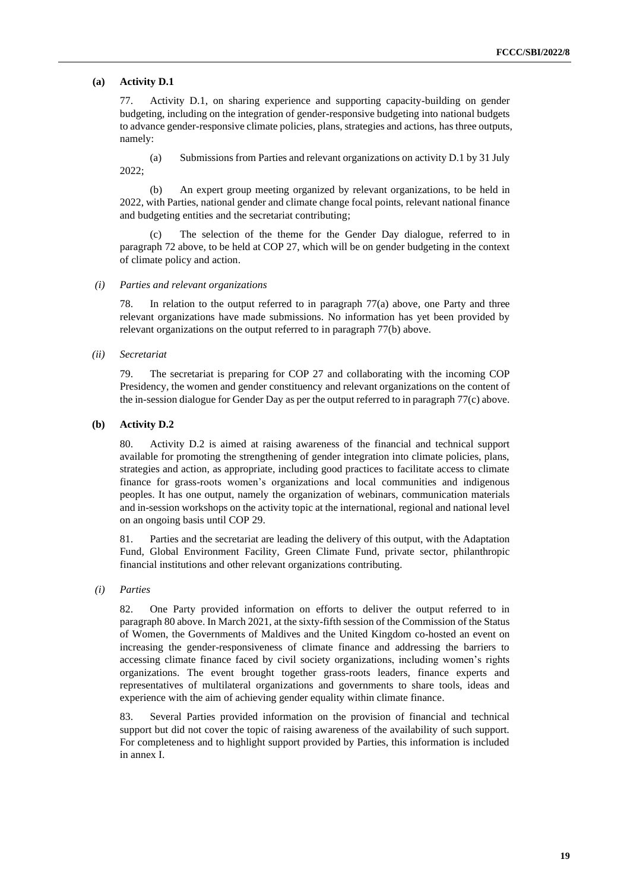#### (a) Activity D.1

77. Activity D.1, on sharing experience and supporting capacity-building on gender budgeting, including on the integration of gender-responsive budgeting into national budgets to advance gender-responsive climate policies, plans, strategies and actions, has three outputs, namely:

(a) Submissions from Parties and relevant organizations on activity D.1 by 31 July 2022;

(b) An expert group meeting organized by relevant organizations, to be held in 2022, with Parties, national gender and climate change focal points, relevant national finance and budgeting entities and the secretariat contributing;

(c) The selection of the theme for the Gender Day dialogue, referred to in paragraph 72 above, to be held at COP 27, which will be on gender budgeting in the context of climate policy and action.

*(i) Parties and relevant organizations*

78. In relation to the output referred to in paragraph 77(a) above, one Party and three relevant organizations have made submissions. No information has yet been provided by relevant organizations on the output referred to in paragraph 77(b) above.

*(ii) Secretariat*

79. The secretariat is preparing for COP 27 and collaborating with the incoming COP Presidency, the women and gender constituency and relevant organizations on the content of the in-session dialogue for Gender Day as per the output referred to in paragraph 77(c) above.

#### (b) Activity D.2

80. Activity D.2 is aimed at raising awareness of the financial and technical support available for promoting the strengthening of gender integration into climate policies, plans, strategies and action, as appropriate, including good practices to facilitate access to climate finance for grass-roots women's organizations and local communities and indigenous peoples. It has one output, namely the organization of webinars, communication materials and in-session workshops on the activity topic at the international, regional and national level on an ongoing basis until COP 29.

81. Parties and the secretariat are leading the delivery of this output, with the Adaptation Fund, Global Environment Facility, Green Climate Fund, private sector, philanthropic financial institutions and other relevant organizations contributing.

*(i) Parties*

82. One Party provided information on efforts to deliver the output referred to in paragraph 80 above. In March 2021, at the sixty-fifth session of the Commission of the Status of Women, the Governments of Maldives and the United Kingdom co-hosted an event on increasing the gender-responsiveness of climate finance and addressing the barriers to accessing climate finance faced by civil society organizations, including women's rights organizations. The event brought together grass-roots leaders, finance experts and representatives of multilateral organizations and governments to share tools, ideas and experience with the aim of achieving gender equality within climate finance.

83. Several Parties provided information on the provision of financial and technical support but did not cover the topic of raising awareness of the availability of such support. For completeness and to highlight support provided by Parties, this information is included in annex I.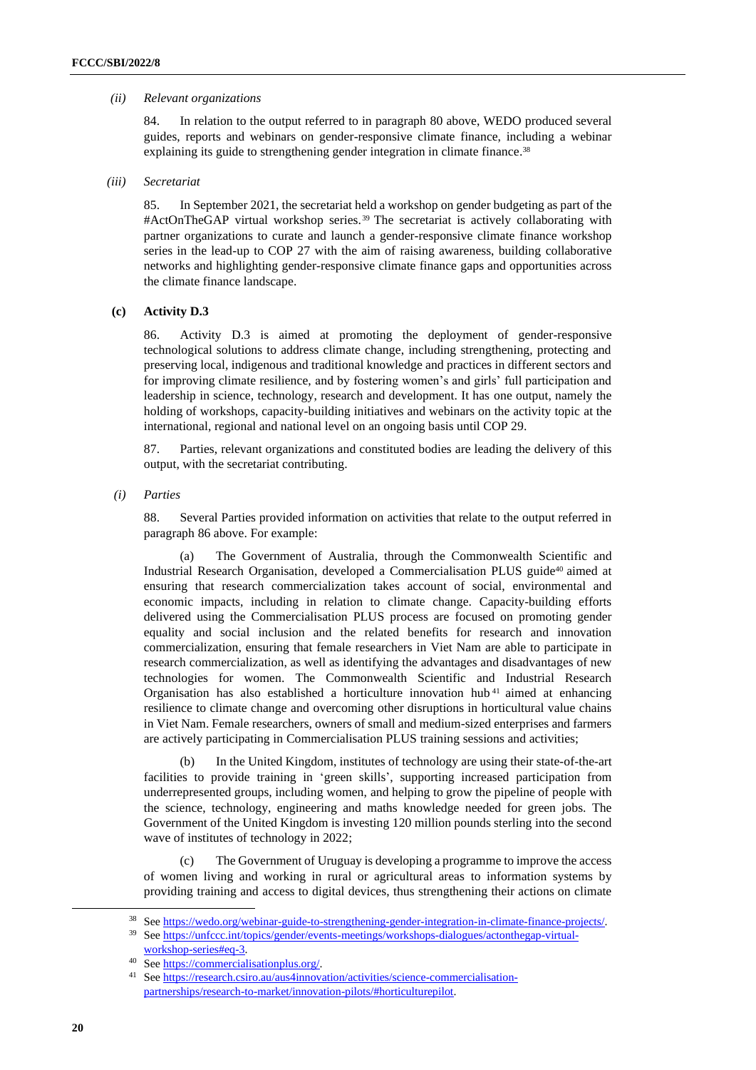*(ii) Relevant organizations*

84. In relation to the output referred to in paragraph 80 above, WEDO produced several guides, reports and webinars on gender-responsive climate finance, including a webinar explaining its guide to strengthening gender integration in climate finance.[38]

*(iii) Secretariat*

85. In September 2021, the secretariat held a workshop on gender budgeting as part of the #ActOnTheGAP virtual workshop series.[39] The secretariat is actively collaborating with partner organizations to curate and launch a gender-responsive climate finance workshop series in the lead-up to COP 27 with the aim of raising awareness, building collaborative networks and highlighting gender-responsive climate finance gaps and opportunities across the climate finance landscape.

**(c) Activity D.3**

86. Activity D.3 is aimed at promoting the deployment of gender-responsive technological solutions to address climate change, including strengthening, protecting and preserving local, indigenous and traditional knowledge and practices in different sectors and for improving climate resilience, and by fostering women's and girls' full participation and leadership in science, technology, research and development. It has one output, namely the holding of workshops, capacity-building initiatives and webinars on the activity topic at the international, regional and national level on an ongoing basis until COP 29.

87. Parties, relevant organizations and constituted bodies are leading the delivery of this output, with the secretariat contributing.

*(i) Parties*

88. Several Parties provided information on activities that relate to the output referred in paragraph 86 above. For example:

(a) The Government of Australia, through the Commonwealth Scientific and Industrial Research Organisation, developed a Commercialisation PLUS guide[40] aimed at ensuring that research commercialization takes account of social, environmental and economic impacts, including in relation to climate change. Capacity-building efforts delivered using the Commercialisation PLUS process are focused on promoting gender equality and social inclusion and the related benefits for research and innovation commercialization, ensuring that female researchers in Viet Nam are able to participate in research commercialization, as well as identifying the advantages and disadvantages of new technologies for women. The Commonwealth Scientific and Industrial Research Organisation has also established a horticulture innovation hub[41] aimed at enhancing resilience to climate change and overcoming other disruptions in horticultural value chains in Viet Nam. Female researchers, owners of small and medium-sized enterprises and farmers are actively participating in Commercialisation PLUS training sessions and activities;

(b) In the United Kingdom, institutes of technology are using their state-of-the-art facilities to provide training in 'green skills', supporting increased participation from underrepresented groups, including women, and helping to grow the pipeline of people with the science, technology, engineering and maths knowledge needed for green jobs. The Government of the United Kingdom is investing 120 million pounds sterling into the second wave of institutes of technology in 2022;

(c) The Government of Uruguay is developing a programme to improve the access of women living and working in rural or agricultural areas to information systems by providing training and access to digital devices, thus strengthening their actions on climate

---

[38] See https://wedo.org/webinar-guide-to-strengthening-gender-integration-in-climate-finance-projects/.

[39] See https://unfccc.int/topics/gender/events-meetings/workshops-dialogues/actonthegap-virtual-workshop-series#eq-3.

[40] See https://commercialisationplus.org/.

[41] See https://research.csiro.au/aus4innovation/activities/science-commercialisation-partnerships/research-to-market/innovation-pilots/#horticulturepilot.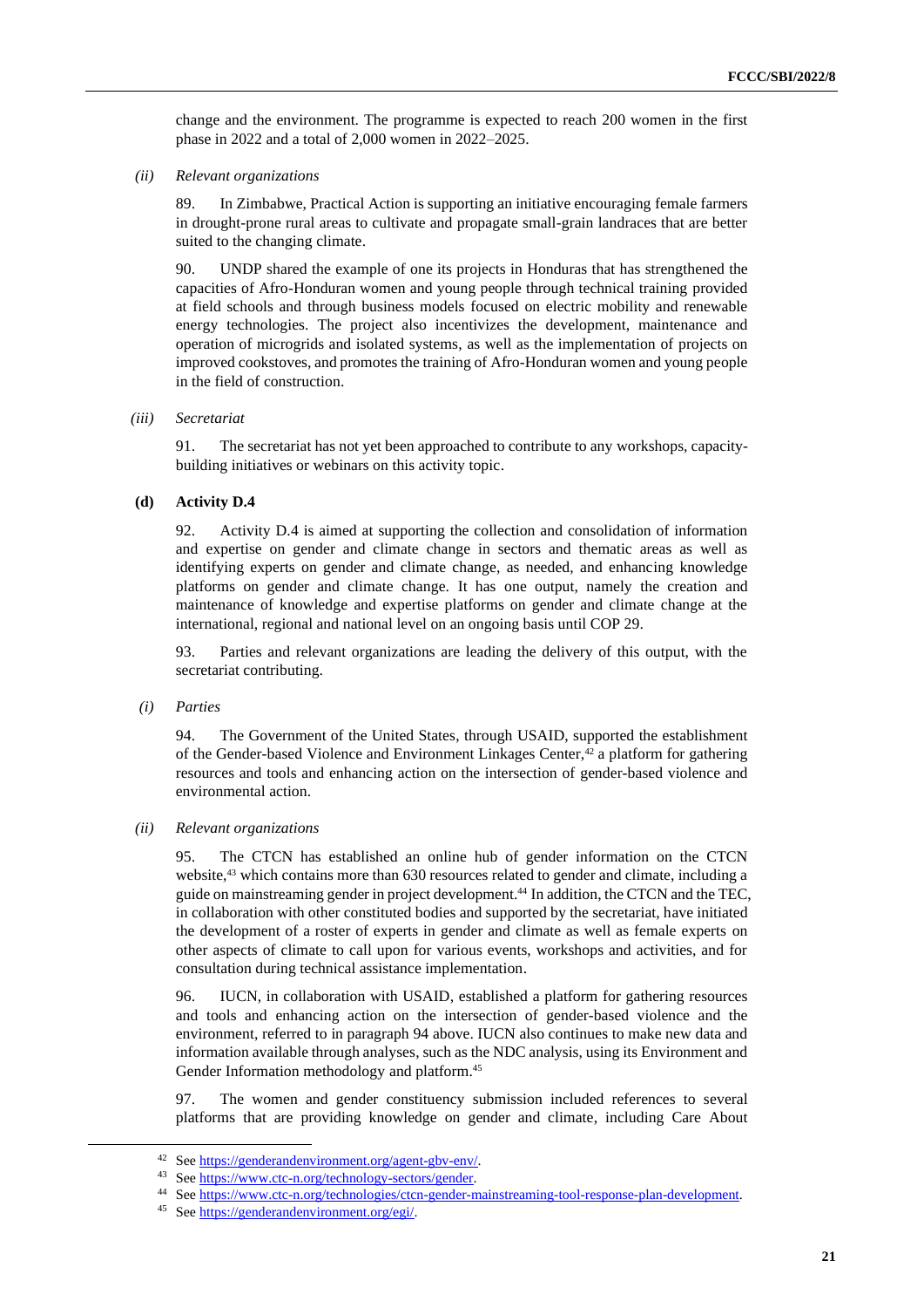change and the environment. The programme is expected to reach 200 women in the first phase in 2022 and a total of 2,000 women in 2022–2025.

*(ii) Relevant organizations*

89. In Zimbabwe, Practical Action is supporting an initiative encouraging female farmers in drought-prone rural areas to cultivate and propagate small-grain landraces that are better suited to the changing climate.

90. UNDP shared the example of one its projects in Honduras that has strengthened the capacities of Afro-Honduran women and young people through technical training provided at field schools and through business models focused on electric mobility and renewable energy technologies. The project also incentivizes the development, maintenance and operation of microgrids and isolated systems, as well as the implementation of projects on improved cookstoves, and promotes the training of Afro-Honduran women and young people in the field of construction.

*(iii) Secretariat*

91. The secretariat has not yet been approached to contribute to any workshops, capacity-building initiatives or webinars on this activity topic.

### (d) Activity D.4

92. Activity D.4 is aimed at supporting the collection and consolidation of information and expertise on gender and climate change in sectors and thematic areas as well as identifying experts on gender and climate change, as needed, and enhancing knowledge platforms on gender and climate change. It has one output, namely the creation and maintenance of knowledge and expertise platforms on gender and climate change at the international, regional and national level on an ongoing basis until COP 29.

93. Parties and relevant organizations are leading the delivery of this output, with the secretariat contributing.

*(i) Parties*

94. The Government of the United States, through USAID, supported the establishment of the Gender-based Violence and Environment Linkages Center,[42] a platform for gathering resources and tools and enhancing action on the intersection of gender-based violence and environmental action.

*(ii) Relevant organizations*

95. The CTCN has established an online hub of gender information on the CTCN website,[43] which contains more than 630 resources related to gender and climate, including a guide on mainstreaming gender in project development.[44] In addition, the CTCN and the TEC, in collaboration with other constituted bodies and supported by the secretariat, have initiated the development of a roster of experts in gender and climate as well as female experts on other aspects of climate to call upon for various events, workshops and activities, and for consultation during technical assistance implementation.

96. IUCN, in collaboration with USAID, established a platform for gathering resources and tools and enhancing action on the intersection of gender-based violence and the environment, referred to in paragraph 94 above. IUCN also continues to make new data and information available through analyses, such as the NDC analysis, using its Environment and Gender Information methodology and platform.[45]

97. The women and gender constituency submission included references to several platforms that are providing knowledge on gender and climate, including Care About

---

[42] See https://genderandenvironment.org/agent-gbv-env/.

[43] See https://www.ctc-n.org/technology-sectors/gender.

[44] See https://www.ctc-n.org/technologies/ctcn-gender-mainstreaming-tool-response-plan-development.

[45] See https://genderandenvironment.org/egi/.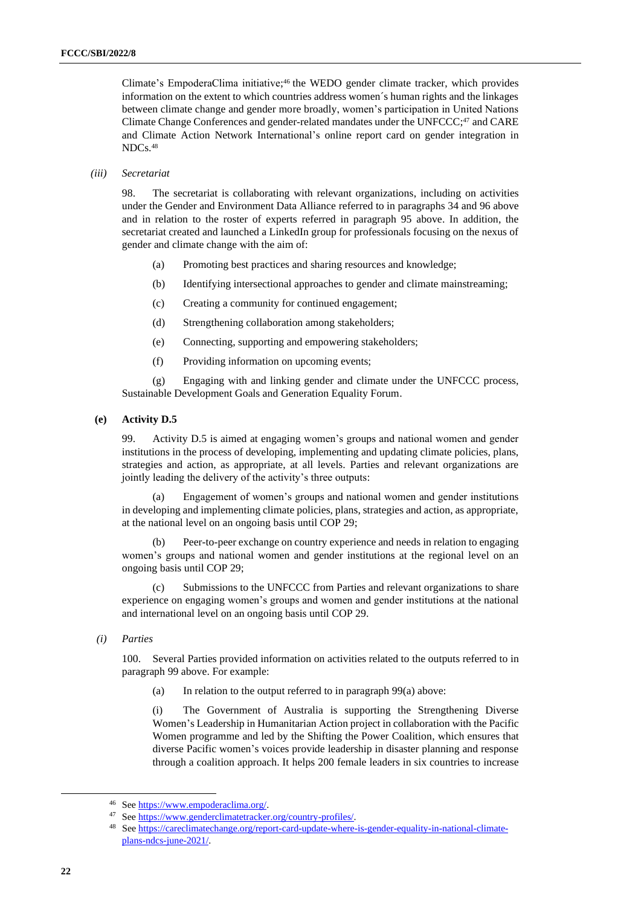Climate's EmpoderaClima initiative;[46] the WEDO gender climate tracker, which provides information on the extent to which countries address women´s human rights and the linkages between climate change and gender more broadly, women's participation in United Nations Climate Change Conferences and gender-related mandates under the UNFCCC;[47] and CARE and Climate Action Network International's online report card on gender integration in NDCs.[48]

*(iii) Secretariat*

98. The secretariat is collaborating with relevant organizations, including on activities under the Gender and Environment Data Alliance referred to in paragraphs 34 and 96 above and in relation to the roster of experts referred in paragraph 95 above. In addition, the secretariat created and launched a LinkedIn group for professionals focusing on the nexus of gender and climate change with the aim of:

(a) Promoting best practices and sharing resources and knowledge;

(b) Identifying intersectional approaches to gender and climate mainstreaming;

(c) Creating a community for continued engagement;

(d) Strengthening collaboration among stakeholders;

(e) Connecting, supporting and empowering stakeholders;

(f) Providing information on upcoming events;

(g) Engaging with and linking gender and climate under the UNFCCC process, Sustainable Development Goals and Generation Equality Forum.

**(e) Activity D.5**

99. Activity D.5 is aimed at engaging women's groups and national women and gender institutions in the process of developing, implementing and updating climate policies, plans, strategies and action, as appropriate, at all levels. Parties and relevant organizations are jointly leading the delivery of the activity's three outputs:

(a) Engagement of women's groups and national women and gender institutions in developing and implementing climate policies, plans, strategies and action, as appropriate, at the national level on an ongoing basis until COP 29;

(b) Peer-to-peer exchange on country experience and needs in relation to engaging women's groups and national women and gender institutions at the regional level on an ongoing basis until COP 29;

(c) Submissions to the UNFCCC from Parties and relevant organizations to share experience on engaging women's groups and women and gender institutions at the national and international level on an ongoing basis until COP 29.

*(i) Parties*

100. Several Parties provided information on activities related to the outputs referred to in paragraph 99 above. For example:

(a) In relation to the output referred to in paragraph 99(a) above:

(i) The Government of Australia is supporting the Strengthening Diverse Women's Leadership in Humanitarian Action project in collaboration with the Pacific Women programme and led by the Shifting the Power Coalition, which ensures that diverse Pacific women's voices provide leadership in disaster planning and response through a coalition approach. It helps 200 female leaders in six countries to increase

[46] See https://www.empoderaclima.org/.

[47] See https://www.genderclimatetracker.org/country-profiles/.

[48] See https://careclimatechange.org/report-card-update-where-is-gender-equality-in-national-climate-plans-ndcs-june-2021/.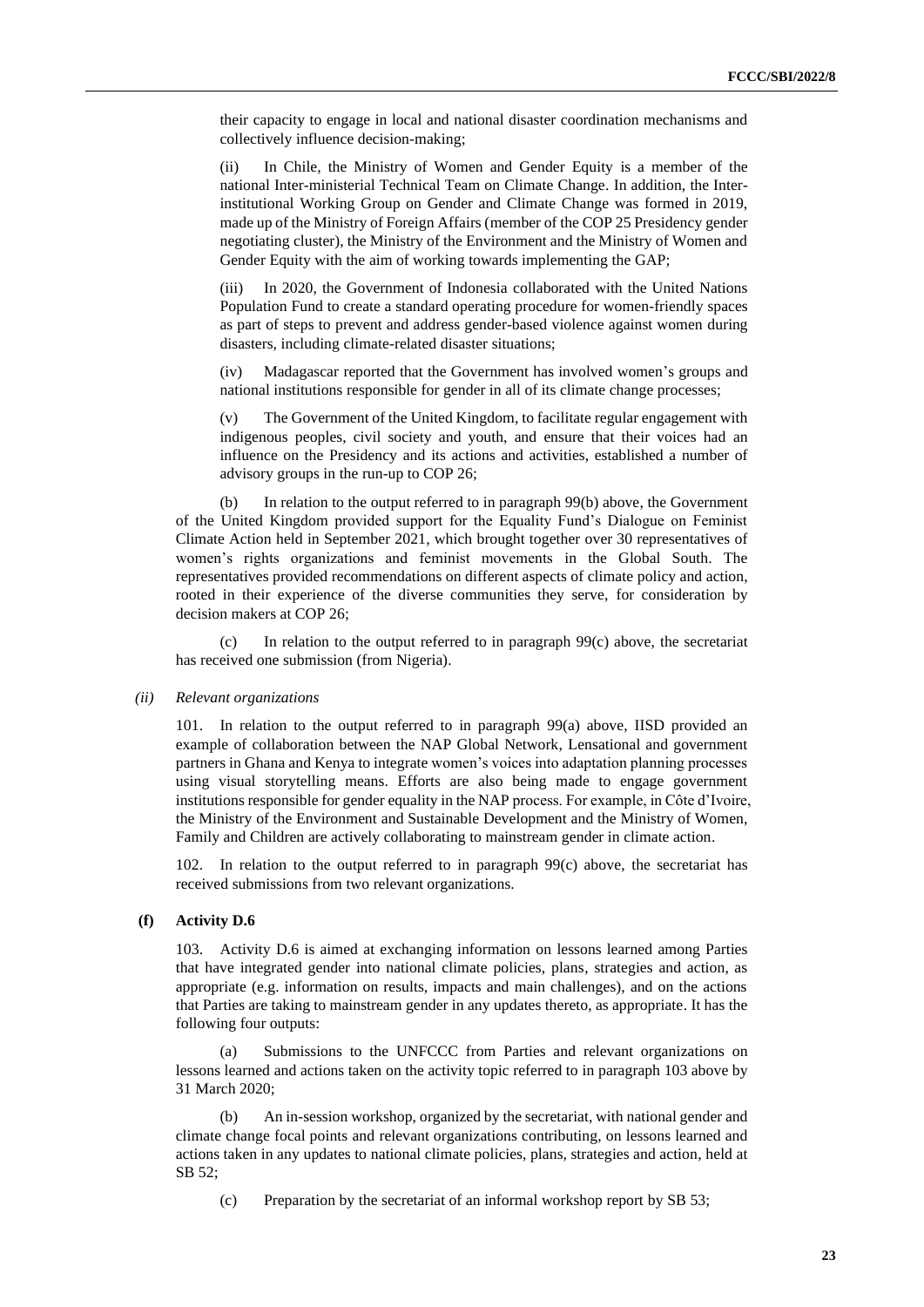their capacity to engage in local and national disaster coordination mechanisms and collectively influence decision-making;

(ii) In Chile, the Ministry of Women and Gender Equity is a member of the national Inter-ministerial Technical Team on Climate Change. In addition, the Inter-institutional Working Group on Gender and Climate Change was formed in 2019, made up of the Ministry of Foreign Affairs (member of the COP 25 Presidency gender negotiating cluster), the Ministry of the Environment and the Ministry of Women and Gender Equity with the aim of working towards implementing the GAP;

(iii) In 2020, the Government of Indonesia collaborated with the United Nations Population Fund to create a standard operating procedure for women-friendly spaces as part of steps to prevent and address gender-based violence against women during disasters, including climate-related disaster situations;

(iv) Madagascar reported that the Government has involved women's groups and national institutions responsible for gender in all of its climate change processes;

(v) The Government of the United Kingdom, to facilitate regular engagement with indigenous peoples, civil society and youth, and ensure that their voices had an influence on the Presidency and its actions and activities, established a number of advisory groups in the run-up to COP 26;

(b) In relation to the output referred to in paragraph 99(b) above, the Government of the United Kingdom provided support for the Equality Fund's Dialogue on Feminist Climate Action held in September 2021, which brought together over 30 representatives of women's rights organizations and feminist movements in the Global South. The representatives provided recommendations on different aspects of climate policy and action, rooted in their experience of the diverse communities they serve, for consideration by decision makers at COP 26;

(c) In relation to the output referred to in paragraph 99(c) above, the secretariat has received one submission (from Nigeria).

*(ii) Relevant organizations*

101. In relation to the output referred to in paragraph 99(a) above, IISD provided an example of collaboration between the NAP Global Network, Lensational and government partners in Ghana and Kenya to integrate women's voices into adaptation planning processes using visual storytelling means. Efforts are also being made to engage government institutions responsible for gender equality in the NAP process. For example, in Côte d'Ivoire, the Ministry of the Environment and Sustainable Development and the Ministry of Women, Family and Children are actively collaborating to mainstream gender in climate action.

102. In relation to the output referred to in paragraph 99(c) above, the secretariat has received submissions from two relevant organizations.

**(f) Activity D.6**

103. Activity D.6 is aimed at exchanging information on lessons learned among Parties that have integrated gender into national climate policies, plans, strategies and action, as appropriate (e.g. information on results, impacts and main challenges), and on the actions that Parties are taking to mainstream gender in any updates thereto, as appropriate. It has the following four outputs:

(a) Submissions to the UNFCCC from Parties and relevant organizations on lessons learned and actions taken on the activity topic referred to in paragraph 103 above by 31 March 2020;

(b) An in-session workshop, organized by the secretariat, with national gender and climate change focal points and relevant organizations contributing, on lessons learned and actions taken in any updates to national climate policies, plans, strategies and action, held at SB 52;

(c) Preparation by the secretariat of an informal workshop report by SB 53;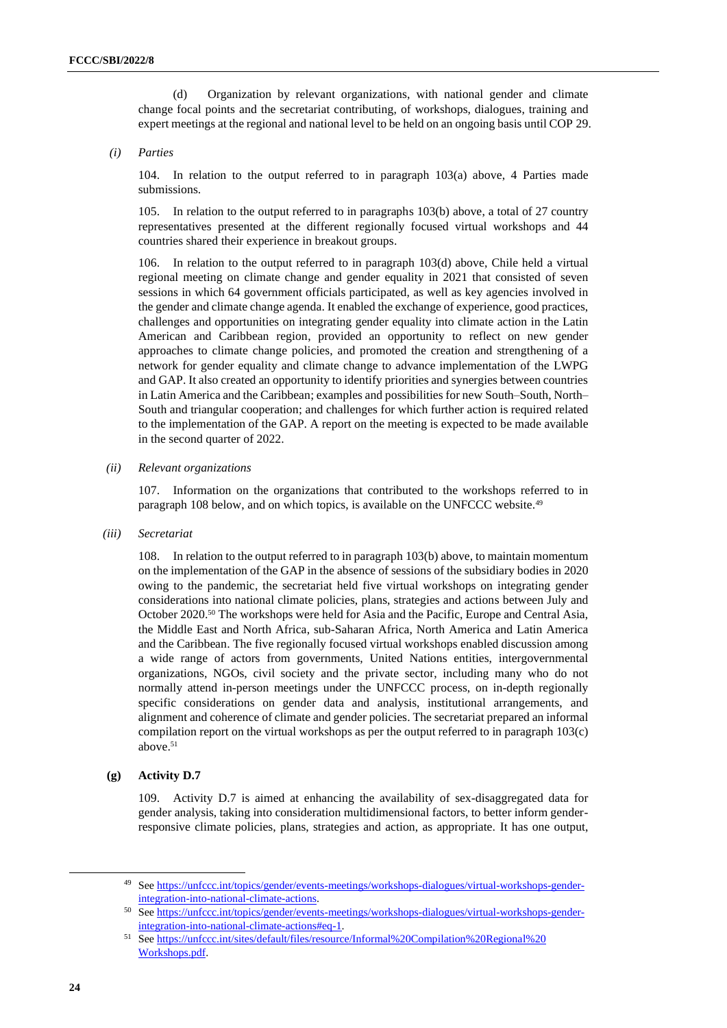(d) Organization by relevant organizations, with national gender and climate change focal points and the secretariat contributing, of workshops, dialogues, training and expert meetings at the regional and national level to be held on an ongoing basis until COP 29.

*(i) Parties*

104. In relation to the output referred to in paragraph 103(a) above, 4 Parties made submissions.

105. In relation to the output referred to in paragraphs 103(b) above, a total of 27 country representatives presented at the different regionally focused virtual workshops and 44 countries shared their experience in breakout groups.

106. In relation to the output referred to in paragraph 103(d) above, Chile held a virtual regional meeting on climate change and gender equality in 2021 that consisted of seven sessions in which 64 government officials participated, as well as key agencies involved in the gender and climate change agenda. It enabled the exchange of experience, good practices, challenges and opportunities on integrating gender equality into climate action in the Latin American and Caribbean region, provided an opportunity to reflect on new gender approaches to climate change policies, and promoted the creation and strengthening of a network for gender equality and climate change to advance implementation of the LWPG and GAP. It also created an opportunity to identify priorities and synergies between countries in Latin America and the Caribbean; examples and possibilities for new South–South, North–South and triangular cooperation; and challenges for which further action is required related to the implementation of the GAP. A report on the meeting is expected to be made available in the second quarter of 2022.

*(ii) Relevant organizations*

107. Information on the organizations that contributed to the workshops referred to in paragraph 108 below, and on which topics, is available on the UNFCCC website.[49]

*(iii) Secretariat*

108. In relation to the output referred to in paragraph 103(b) above, to maintain momentum on the implementation of the GAP in the absence of sessions of the subsidiary bodies in 2020 owing to the pandemic, the secretariat held five virtual workshops on integrating gender considerations into national climate policies, plans, strategies and actions between July and October 2020.[50] The workshops were held for Asia and the Pacific, Europe and Central Asia, the Middle East and North Africa, sub-Saharan Africa, North America and Latin America and the Caribbean. The five regionally focused virtual workshops enabled discussion among a wide range of actors from governments, United Nations entities, intergovernmental organizations, NGOs, civil society and the private sector, including many who do not normally attend in-person meetings under the UNFCCC process, on in-depth regionally specific considerations on gender data and analysis, institutional arrangements, and alignment and coherence of climate and gender policies. The secretariat prepared an informal compilation report on the virtual workshops as per the output referred to in paragraph 103(c) above.[51]

**(g) Activity D.7**

109. Activity D.7 is aimed at enhancing the availability of sex-disaggregated data for gender analysis, taking into consideration multidimensional factors, to better inform gender-responsive climate policies, plans, strategies and action, as appropriate. It has one output,

---

[49] See https://unfccc.int/topics/gender/events-meetings/workshops-dialogues/virtual-workshops-gender-integration-into-national-climate-actions.

[50] See https://unfccc.int/topics/gender/events-meetings/workshops-dialogues/virtual-workshops-gender-integration-into-national-climate-actions#eq-1.

[51] See https://unfccc.int/sites/default/files/resource/Informal%20Compilation%20Regional%20Workshops.pdf.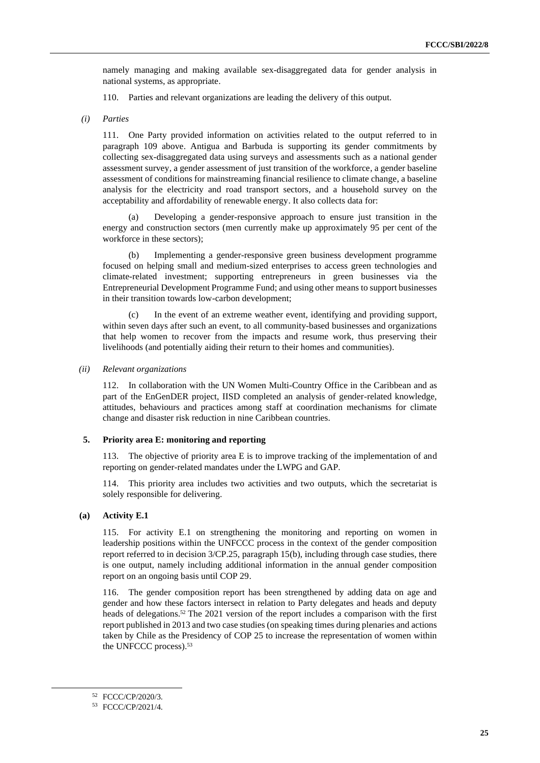namely managing and making available sex-disaggregated data for gender analysis in national systems, as appropriate.

110. Parties and relevant organizations are leading the delivery of this output.

*(i) Parties*

111. One Party provided information on activities related to the output referred to in paragraph 109 above. Antigua and Barbuda is supporting its gender commitments by collecting sex-disaggregated data using surveys and assessments such as a national gender assessment survey, a gender assessment of just transition of the workforce, a gender baseline assessment of conditions for mainstreaming financial resilience to climate change, a baseline analysis for the electricity and road transport sectors, and a household survey on the acceptability and affordability of renewable energy. It also collects data for:

(a) Developing a gender-responsive approach to ensure just transition in the energy and construction sectors (men currently make up approximately 95 per cent of the workforce in these sectors);

(b) Implementing a gender-responsive green business development programme focused on helping small and medium-sized enterprises to access green technologies and climate-related investment; supporting entrepreneurs in green businesses via the Entrepreneurial Development Programme Fund; and using other means to support businesses in their transition towards low-carbon development;

(c) In the event of an extreme weather event, identifying and providing support, within seven days after such an event, to all community-based businesses and organizations that help women to recover from the impacts and resume work, thus preserving their livelihoods (and potentially aiding their return to their homes and communities).

*(ii) Relevant organizations*

112. In collaboration with the UN Women Multi-Country Office in the Caribbean and as part of the EnGenDER project, IISD completed an analysis of gender-related knowledge, attitudes, behaviours and practices among staff at coordination mechanisms for climate change and disaster risk reduction in nine Caribbean countries.

### 5. Priority area E: monitoring and reporting

113. The objective of priority area E is to improve tracking of the implementation of and reporting on gender-related mandates under the LWPG and GAP.

114. This priority area includes two activities and two outputs, which the secretariat is solely responsible for delivering.

#### (a) Activity E.1

115. For activity E.1 on strengthening the monitoring and reporting on women in leadership positions within the UNFCCC process in the context of the gender composition report referred to in decision 3/CP.25, paragraph 15(b), including through case studies, there is one output, namely including additional information in the annual gender composition report on an ongoing basis until COP 29.

116. The gender composition report has been strengthened by adding data on age and gender and how these factors intersect in relation to Party delegates and heads and deputy heads of delegations.[52] The 2021 version of the report includes a comparison with the first report published in 2013 and two case studies (on speaking times during plenaries and actions taken by Chile as the Presidency of COP 25 to increase the representation of women within the UNFCCC process).[53]

---

[52] FCCC/CP/2020/3.

[53] FCCC/CP/2021/4.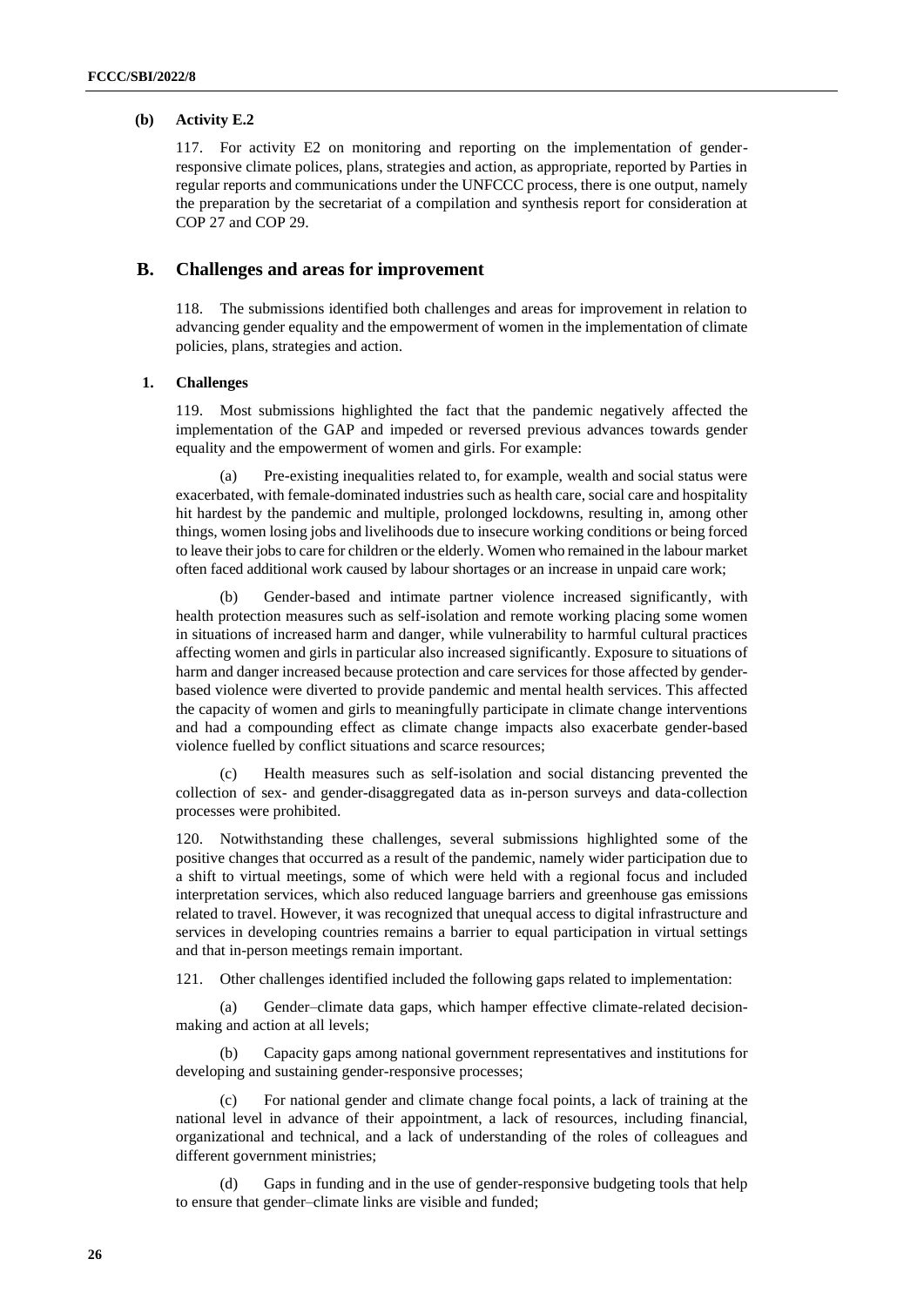### (b) Activity E.2

117. For activity E2 on monitoring and reporting on the implementation of gender-responsive climate polices, plans, strategies and action, as appropriate, reported by Parties in regular reports and communications under the UNFCCC process, there is one output, namely the preparation by the secretariat of a compilation and synthesis report for consideration at COP 27 and COP 29.

## B. Challenges and areas for improvement

118. The submissions identified both challenges and areas for improvement in relation to advancing gender equality and the empowerment of women in the implementation of climate policies, plans, strategies and action.

### 1. Challenges

119. Most submissions highlighted the fact that the pandemic negatively affected the implementation of the GAP and impeded or reversed previous advances towards gender equality and the empowerment of women and girls. For example:

(a) Pre-existing inequalities related to, for example, wealth and social status were exacerbated, with female-dominated industries such as health care, social care and hospitality hit hardest by the pandemic and multiple, prolonged lockdowns, resulting in, among other things, women losing jobs and livelihoods due to insecure working conditions or being forced to leave their jobs to care for children or the elderly. Women who remained in the labour market often faced additional work caused by labour shortages or an increase in unpaid care work;

(b) Gender-based and intimate partner violence increased significantly, with health protection measures such as self-isolation and remote working placing some women in situations of increased harm and danger, while vulnerability to harmful cultural practices affecting women and girls in particular also increased significantly. Exposure to situations of harm and danger increased because protection and care services for those affected by gender-based violence were diverted to provide pandemic and mental health services. This affected the capacity of women and girls to meaningfully participate in climate change interventions and had a compounding effect as climate change impacts also exacerbate gender-based violence fuelled by conflict situations and scarce resources;

(c) Health measures such as self-isolation and social distancing prevented the collection of sex- and gender-disaggregated data as in-person surveys and data-collection processes were prohibited.

120. Notwithstanding these challenges, several submissions highlighted some of the positive changes that occurred as a result of the pandemic, namely wider participation due to a shift to virtual meetings, some of which were held with a regional focus and included interpretation services, which also reduced language barriers and greenhouse gas emissions related to travel. However, it was recognized that unequal access to digital infrastructure and services in developing countries remains a barrier to equal participation in virtual settings and that in-person meetings remain important.

121. Other challenges identified included the following gaps related to implementation:

(a) Gender–climate data gaps, which hamper effective climate-related decision-making and action at all levels;

(b) Capacity gaps among national government representatives and institutions for developing and sustaining gender-responsive processes;

(c) For national gender and climate change focal points, a lack of training at the national level in advance of their appointment, a lack of resources, including financial, organizational and technical, and a lack of understanding of the roles of colleagues and different government ministries;

(d) Gaps in funding and in the use of gender-responsive budgeting tools that help to ensure that gender–climate links are visible and funded;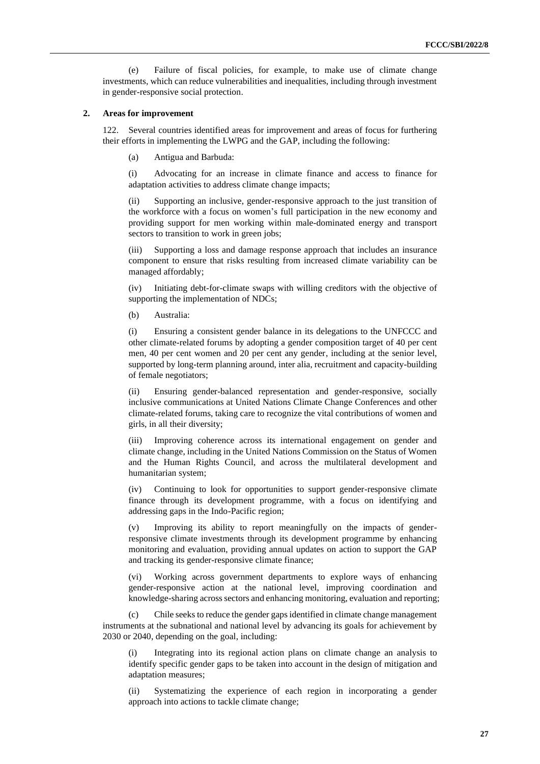(e) Failure of fiscal policies, for example, to make use of climate change investments, which can reduce vulnerabilities and inequalities, including through investment in gender-responsive social protection.

### 2. Areas for improvement

122. Several countries identified areas for improvement and areas of focus for furthering their efforts in implementing the LWPG and the GAP, including the following:

(a) Antigua and Barbuda:

(i) Advocating for an increase in climate finance and access to finance for adaptation activities to address climate change impacts;

(ii) Supporting an inclusive, gender-responsive approach to the just transition of the workforce with a focus on women's full participation in the new economy and providing support for men working within male-dominated energy and transport sectors to transition to work in green jobs;

(iii) Supporting a loss and damage response approach that includes an insurance component to ensure that risks resulting from increased climate variability can be managed affordably;

(iv) Initiating debt-for-climate swaps with willing creditors with the objective of supporting the implementation of NDCs;

(b) Australia:

(i) Ensuring a consistent gender balance in its delegations to the UNFCCC and other climate-related forums by adopting a gender composition target of 40 per cent men, 40 per cent women and 20 per cent any gender, including at the senior level, supported by long-term planning around, inter alia, recruitment and capacity-building of female negotiators;

(ii) Ensuring gender-balanced representation and gender-responsive, socially inclusive communications at United Nations Climate Change Conferences and other climate-related forums, taking care to recognize the vital contributions of women and girls, in all their diversity;

(iii) Improving coherence across its international engagement on gender and climate change, including in the United Nations Commission on the Status of Women and the Human Rights Council, and across the multilateral development and humanitarian system;

(iv) Continuing to look for opportunities to support gender-responsive climate finance through its development programme, with a focus on identifying and addressing gaps in the Indo-Pacific region;

(v) Improving its ability to report meaningfully on the impacts of gender-responsive climate investments through its development programme by enhancing monitoring and evaluation, providing annual updates on action to support the GAP and tracking its gender-responsive climate finance;

(vi) Working across government departments to explore ways of enhancing gender-responsive action at the national level, improving coordination and knowledge-sharing across sectors and enhancing monitoring, evaluation and reporting;

(c) Chile seeks to reduce the gender gaps identified in climate change management instruments at the subnational and national level by advancing its goals for achievement by 2030 or 2040, depending on the goal, including:

(i) Integrating into its regional action plans on climate change an analysis to identify specific gender gaps to be taken into account in the design of mitigation and adaptation measures;

(ii) Systematizing the experience of each region in incorporating a gender approach into actions to tackle climate change;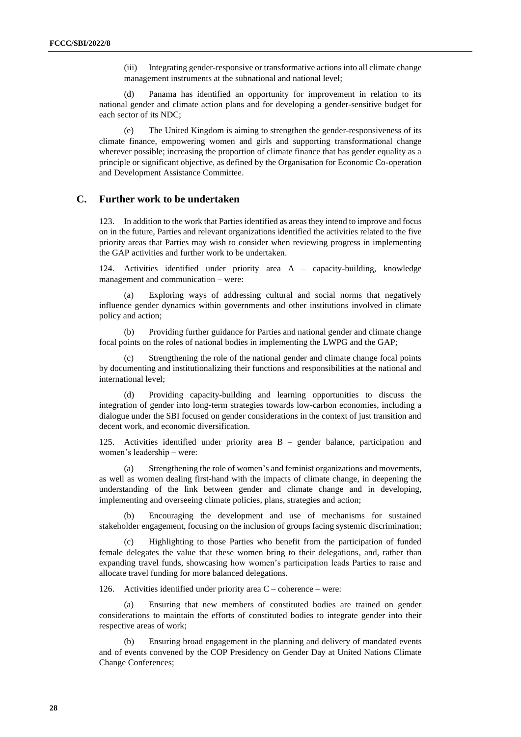(iii) Integrating gender-responsive or transformative actions into all climate change management instruments at the subnational and national level;

(d) Panama has identified an opportunity for improvement in relation to its national gender and climate action plans and for developing a gender-sensitive budget for each sector of its NDC;

(e) The United Kingdom is aiming to strengthen the gender-responsiveness of its climate finance, empowering women and girls and supporting transformational change wherever possible; increasing the proportion of climate finance that has gender equality as a principle or significant objective, as defined by the Organisation for Economic Co-operation and Development Assistance Committee.

## C. Further work to be undertaken

123. In addition to the work that Parties identified as areas they intend to improve and focus on in the future, Parties and relevant organizations identified the activities related to the five priority areas that Parties may wish to consider when reviewing progress in implementing the GAP activities and further work to be undertaken.

124. Activities identified under priority area A – capacity-building, knowledge management and communication – were:

(a) Exploring ways of addressing cultural and social norms that negatively influence gender dynamics within governments and other institutions involved in climate policy and action;

(b) Providing further guidance for Parties and national gender and climate change focal points on the roles of national bodies in implementing the LWPG and the GAP;

(c) Strengthening the role of the national gender and climate change focal points by documenting and institutionalizing their functions and responsibilities at the national and international level;

(d) Providing capacity-building and learning opportunities to discuss the integration of gender into long-term strategies towards low-carbon economies, including a dialogue under the SBI focused on gender considerations in the context of just transition and decent work, and economic diversification.

125. Activities identified under priority area B – gender balance, participation and women's leadership – were:

(a) Strengthening the role of women's and feminist organizations and movements, as well as women dealing first-hand with the impacts of climate change, in deepening the understanding of the link between gender and climate change and in developing, implementing and overseeing climate policies, plans, strategies and action;

(b) Encouraging the development and use of mechanisms for sustained stakeholder engagement, focusing on the inclusion of groups facing systemic discrimination;

(c) Highlighting to those Parties who benefit from the participation of funded female delegates the value that these women bring to their delegations, and, rather than expanding travel funds, showcasing how women's participation leads Parties to raise and allocate travel funding for more balanced delegations.

126. Activities identified under priority area C – coherence – were:

(a) Ensuring that new members of constituted bodies are trained on gender considerations to maintain the efforts of constituted bodies to integrate gender into their respective areas of work;

(b) Ensuring broad engagement in the planning and delivery of mandated events and of events convened by the COP Presidency on Gender Day at United Nations Climate Change Conferences;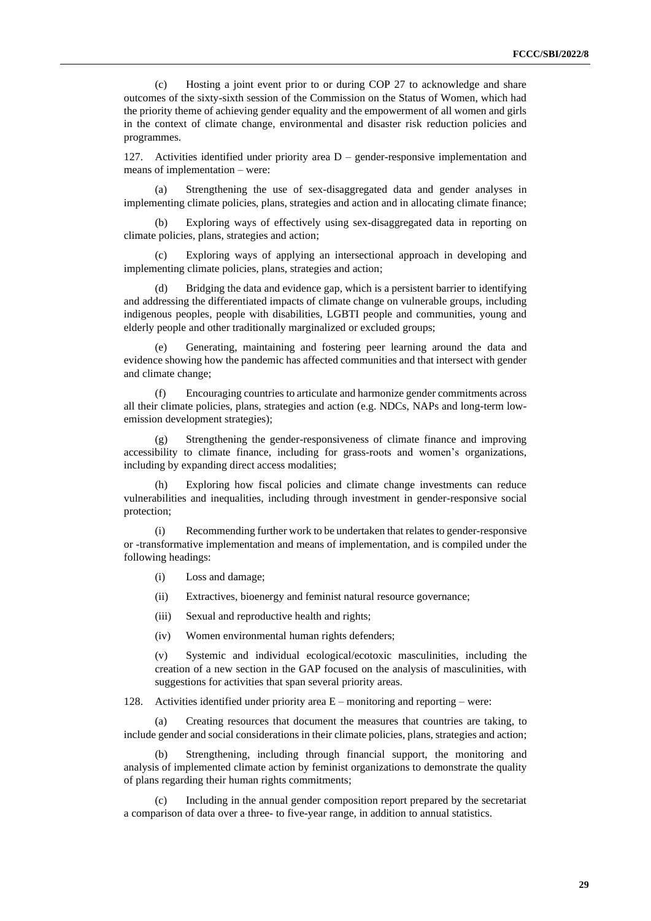(c) Hosting a joint event prior to or during COP 27 to acknowledge and share outcomes of the sixty-sixth session of the Commission on the Status of Women, which had the priority theme of achieving gender equality and the empowerment of all women and girls in the context of climate change, environmental and disaster risk reduction policies and programmes.

127. Activities identified under priority area D – gender-responsive implementation and means of implementation – were:

(a) Strengthening the use of sex-disaggregated data and gender analyses in implementing climate policies, plans, strategies and action and in allocating climate finance;

(b) Exploring ways of effectively using sex-disaggregated data in reporting on climate policies, plans, strategies and action;

(c) Exploring ways of applying an intersectional approach in developing and implementing climate policies, plans, strategies and action;

(d) Bridging the data and evidence gap, which is a persistent barrier to identifying and addressing the differentiated impacts of climate change on vulnerable groups, including indigenous peoples, people with disabilities, LGBTI people and communities, young and elderly people and other traditionally marginalized or excluded groups;

(e) Generating, maintaining and fostering peer learning around the data and evidence showing how the pandemic has affected communities and that intersect with gender and climate change;

(f) Encouraging countries to articulate and harmonize gender commitments across all their climate policies, plans, strategies and action (e.g. NDCs, NAPs and long-term low-emission development strategies);

(g) Strengthening the gender-responsiveness of climate finance and improving accessibility to climate finance, including for grass-roots and women's organizations, including by expanding direct access modalities;

(h) Exploring how fiscal policies and climate change investments can reduce vulnerabilities and inequalities, including through investment in gender-responsive social protection;

(i) Recommending further work to be undertaken that relates to gender-responsive or -transformative implementation and means of implementation, and is compiled under the following headings:

(i) Loss and damage;

(ii) Extractives, bioenergy and feminist natural resource governance;

(iii) Sexual and reproductive health and rights;

(iv) Women environmental human rights defenders;

(v) Systemic and individual ecological/ecotoxic masculinities, including the creation of a new section in the GAP focused on the analysis of masculinities, with suggestions for activities that span several priority areas.

128. Activities identified under priority area E – monitoring and reporting – were:

(a) Creating resources that document the measures that countries are taking, to include gender and social considerations in their climate policies, plans, strategies and action;

(b) Strengthening, including through financial support, the monitoring and analysis of implemented climate action by feminist organizations to demonstrate the quality of plans regarding their human rights commitments;

(c) Including in the annual gender composition report prepared by the secretariat a comparison of data over a three- to five-year range, in addition to annual statistics.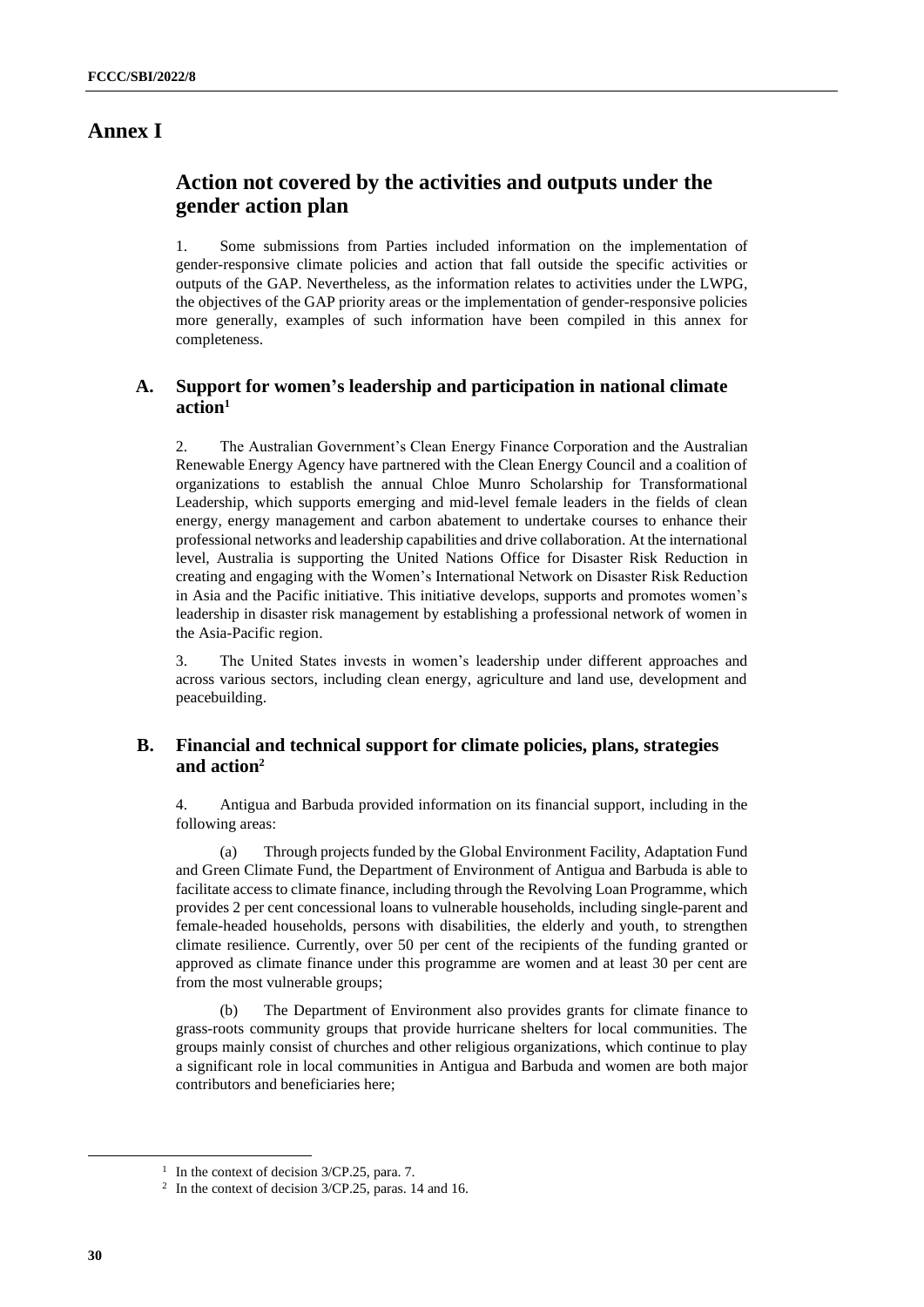# Annex I

## Action not covered by the activities and outputs under the gender action plan

1. Some submissions from Parties included information on the implementation of gender-responsive climate policies and action that fall outside the specific activities or outputs of the GAP. Nevertheless, as the information relates to activities under the LWPG, the objectives of the GAP priority areas or the implementation of gender-responsive policies more generally, examples of such information have been compiled in this annex for completeness.

### A. Support for women's leadership and participation in national climate action[1]

2. The Australian Government's Clean Energy Finance Corporation and the Australian Renewable Energy Agency have partnered with the Clean Energy Council and a coalition of organizations to establish the annual Chloe Munro Scholarship for Transformational Leadership, which supports emerging and mid-level female leaders in the fields of clean energy, energy management and carbon abatement to undertake courses to enhance their professional networks and leadership capabilities and drive collaboration. At the international level, Australia is supporting the United Nations Office for Disaster Risk Reduction in creating and engaging with the Women's International Network on Disaster Risk Reduction in Asia and the Pacific initiative. This initiative develops, supports and promotes women's leadership in disaster risk management by establishing a professional network of women in the Asia-Pacific region.

3. The United States invests in women's leadership under different approaches and across various sectors, including clean energy, agriculture and land use, development and peacebuilding.

### B. Financial and technical support for climate policies, plans, strategies and action[2]

4. Antigua and Barbuda provided information on its financial support, including in the following areas:

(a) Through projects funded by the Global Environment Facility, Adaptation Fund and Green Climate Fund, the Department of Environment of Antigua and Barbuda is able to facilitate access to climate finance, including through the Revolving Loan Programme, which provides 2 per cent concessional loans to vulnerable households, including single-parent and female-headed households, persons with disabilities, the elderly and youth, to strengthen climate resilience. Currently, over 50 per cent of the recipients of the funding granted or approved as climate finance under this programme are women and at least 30 per cent are from the most vulnerable groups;

(b) The Department of Environment also provides grants for climate finance to grass-roots community groups that provide hurricane shelters for local communities. The groups mainly consist of churches and other religious organizations, which continue to play a significant role in local communities in Antigua and Barbuda and women are both major contributors and beneficiaries here;

---

[1] In the context of decision 3/CP.25, para. 7.

[2] In the context of decision 3/CP.25, paras. 14 and 16.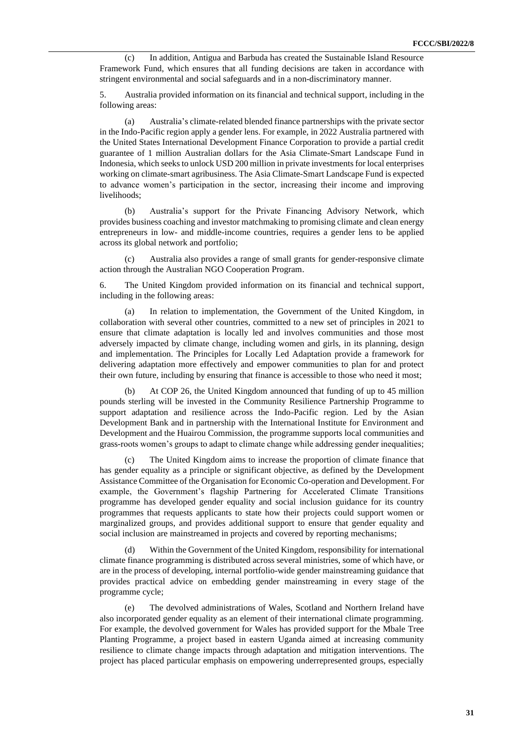(c) In addition, Antigua and Barbuda has created the Sustainable Island Resource Framework Fund, which ensures that all funding decisions are taken in accordance with stringent environmental and social safeguards and in a non-discriminatory manner.

5. Australia provided information on its financial and technical support, including in the following areas:

(a) Australia's climate-related blended finance partnerships with the private sector in the Indo-Pacific region apply a gender lens. For example, in 2022 Australia partnered with the United States International Development Finance Corporation to provide a partial credit guarantee of 1 million Australian dollars for the Asia Climate-Smart Landscape Fund in Indonesia, which seeks to unlock USD 200 million in private investments for local enterprises working on climate-smart agribusiness. The Asia Climate-Smart Landscape Fund is expected to advance women's participation in the sector, increasing their income and improving livelihoods;

(b) Australia's support for the Private Financing Advisory Network, which provides business coaching and investor matchmaking to promising climate and clean energy entrepreneurs in low- and middle-income countries, requires a gender lens to be applied across its global network and portfolio;

(c) Australia also provides a range of small grants for gender-responsive climate action through the Australian NGO Cooperation Program.

6. The United Kingdom provided information on its financial and technical support, including in the following areas:

(a) In relation to implementation, the Government of the United Kingdom, in collaboration with several other countries, committed to a new set of principles in 2021 to ensure that climate adaptation is locally led and involves communities and those most adversely impacted by climate change, including women and girls, in its planning, design and implementation. The Principles for Locally Led Adaptation provide a framework for delivering adaptation more effectively and empower communities to plan for and protect their own future, including by ensuring that finance is accessible to those who need it most;

(b) At COP 26, the United Kingdom announced that funding of up to 45 million pounds sterling will be invested in the Community Resilience Partnership Programme to support adaptation and resilience across the Indo-Pacific region. Led by the Asian Development Bank and in partnership with the International Institute for Environment and Development and the Huairou Commission, the programme supports local communities and grass-roots women's groups to adapt to climate change while addressing gender inequalities;

(c) The United Kingdom aims to increase the proportion of climate finance that has gender equality as a principle or significant objective, as defined by the Development Assistance Committee of the Organisation for Economic Co-operation and Development. For example, the Government's flagship Partnering for Accelerated Climate Transitions programme has developed gender equality and social inclusion guidance for its country programmes that requests applicants to state how their projects could support women or marginalized groups, and provides additional support to ensure that gender equality and social inclusion are mainstreamed in projects and covered by reporting mechanisms;

(d) Within the Government of the United Kingdom, responsibility for international climate finance programming is distributed across several ministries, some of which have, or are in the process of developing, internal portfolio-wide gender mainstreaming guidance that provides practical advice on embedding gender mainstreaming in every stage of the programme cycle;

(e) The devolved administrations of Wales, Scotland and Northern Ireland have also incorporated gender equality as an element of their international climate programming. For example, the devolved government for Wales has provided support for the Mbale Tree Planting Programme, a project based in eastern Uganda aimed at increasing community resilience to climate change impacts through adaptation and mitigation interventions. The project has placed particular emphasis on empowering underrepresented groups, especially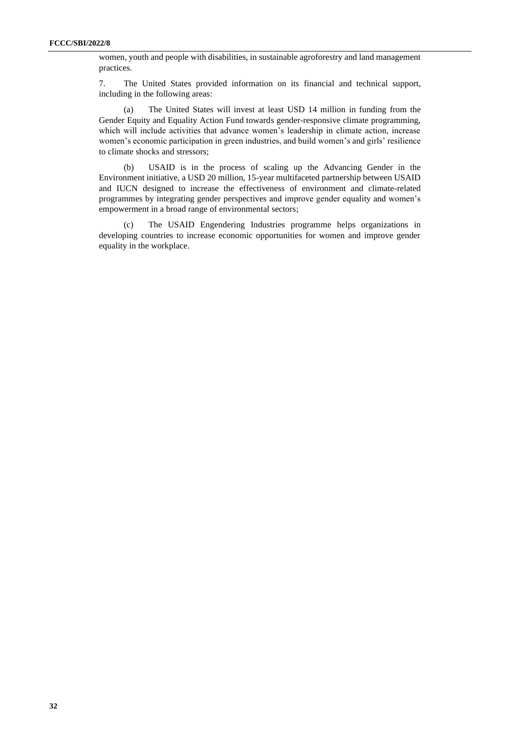women, youth and people with disabilities, in sustainable agroforestry and land management practices.

7. The United States provided information on its financial and technical support, including in the following areas:

(a) The United States will invest at least USD 14 million in funding from the Gender Equity and Equality Action Fund towards gender-responsive climate programming, which will include activities that advance women's leadership in climate action, increase women's economic participation in green industries, and build women's and girls' resilience to climate shocks and stressors;

(b) USAID is in the process of scaling up the Advancing Gender in the Environment initiative, a USD 20 million, 15-year multifaceted partnership between USAID and IUCN designed to increase the effectiveness of environment and climate-related programmes by integrating gender perspectives and improve gender equality and women's empowerment in a broad range of environmental sectors;

(c) The USAID Engendering Industries programme helps organizations in developing countries to increase economic opportunities for women and improve gender equality in the workplace.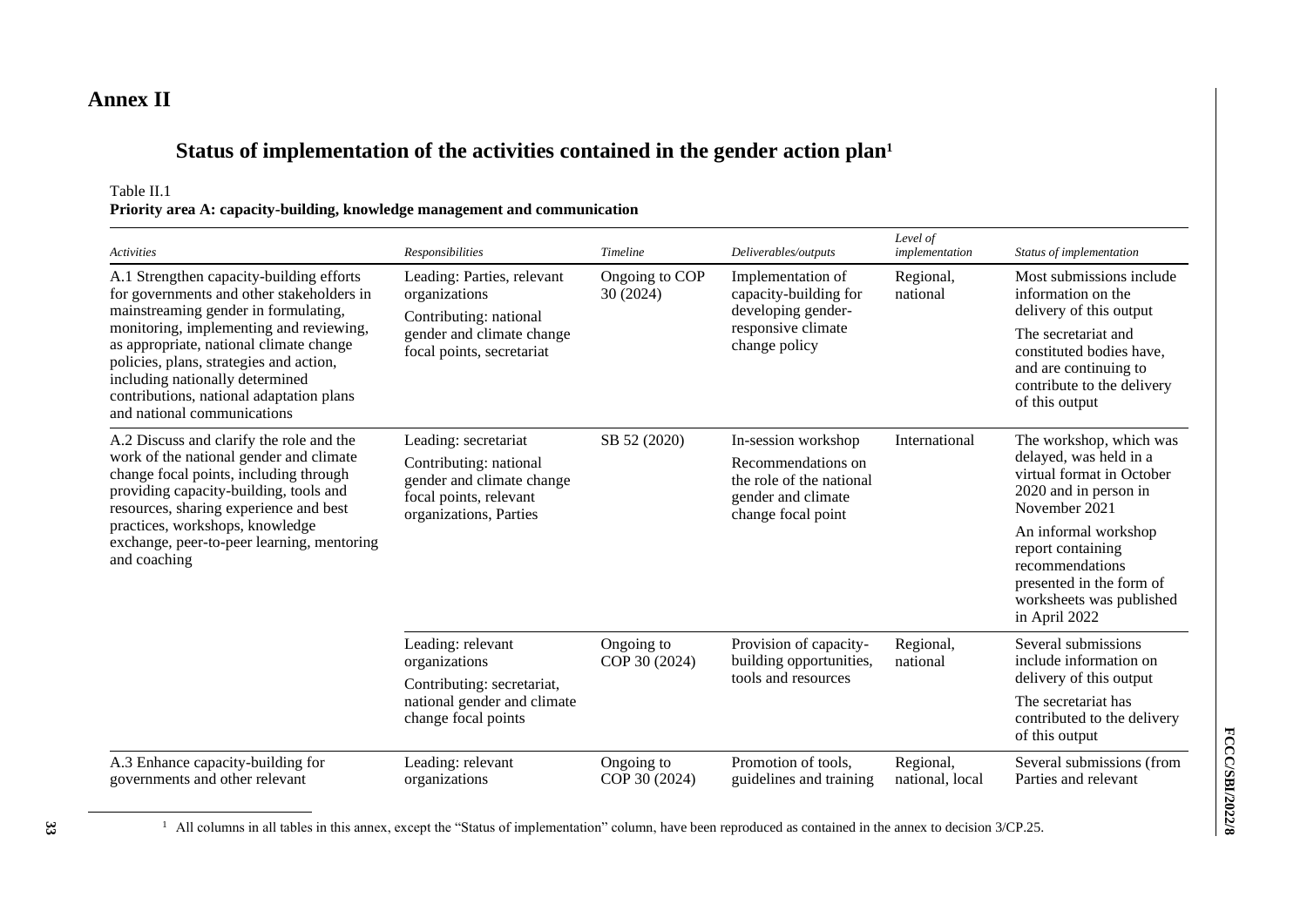# Annex II

## Status of implementation of the activities contained in the gender action plan[1]

Table II.1
**Priority area A: capacity-building, knowledge management and communication**

| *Activities* | *Responsibilities* | *Timeline* | *Deliverables/outputs* | *Level of implementation* | *Status of implementation* |
|---|---|---|---|---|---|
| A.1 Strengthen capacity-building efforts for governments and other stakeholders in mainstreaming gender in formulating, monitoring, implementing and reviewing, as appropriate, national climate change policies, plans, strategies and action, including nationally determined contributions, national adaptation plans and national communications | Leading: Parties, relevant organizations<br>Contributing: national gender and climate change focal points, secretariat | Ongoing to COP 30 (2024) | Implementation of capacity-building for developing gender-responsive climate change policy | Regional, national | Most submissions include information on the delivery of this output<br>The secretariat and constituted bodies have, and are continuing to contribute to the delivery of this output |
| A.2 Discuss and clarify the role and the work of the national gender and climate change focal points, including through providing capacity-building, tools and resources, sharing experience and best practices, workshops, knowledge exchange, peer-to-peer learning, mentoring and coaching | Leading: secretariat<br>Contributing: national gender and climate change focal points, relevant organizations, Parties | SB 52 (2020) | In-session workshop<br>Recommendations on the role of the national gender and climate change focal point | International | The workshop, which was delayed, was held in a virtual format in October 2020 and in person in November 2021<br>An informal workshop report containing recommendations presented in the form of worksheets was published in April 2022 |
| | Leading: relevant organizations<br>Contributing: secretariat, national gender and climate change focal points | Ongoing to COP 30 (2024) | Provision of capacity-building opportunities, tools and resources | Regional, national | Several submissions include information on delivery of this output<br>The secretariat has contributed to the delivery of this output |
| A.3 Enhance capacity-building for governments and other relevant | Leading: relevant organizations | Ongoing to COP 30 (2024) | Promotion of tools, guidelines and training | Regional, national, local | Several submissions (from Parties and relevant |

[1] All columns in all tables in this annex, except the "Status of implementation" column, have been reproduced as contained in the annex to decision 3/CP.25.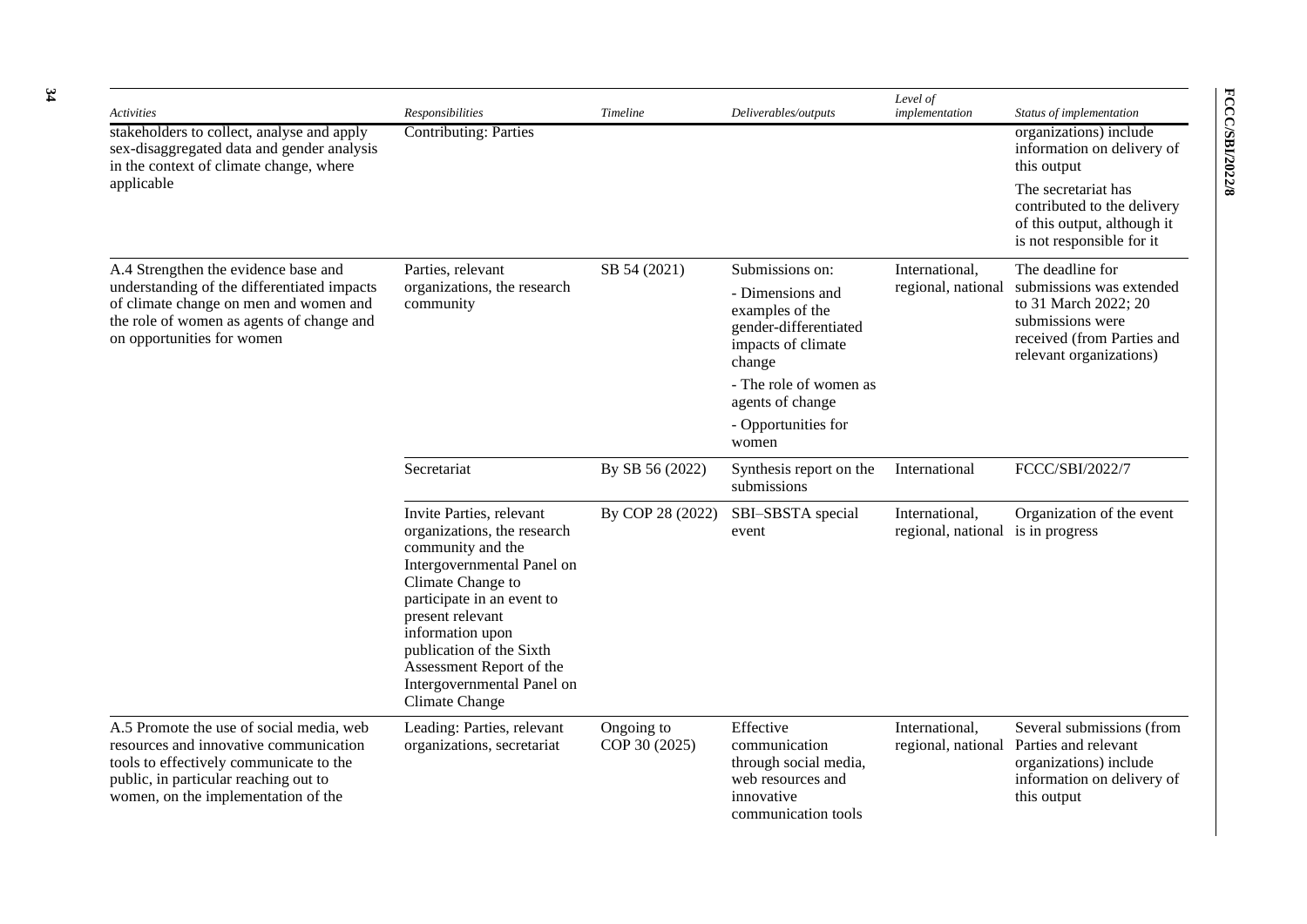| *Activities* | *Responsibilities* | *Timeline* | *Deliverables/outputs* | *Level of implementation* | *Status of implementation* |
|---|---|---|---|---|---|
| stakeholders to collect, analyse and apply sex-disaggregated data and gender analysis in the context of climate change, where applicable | Contributing: Parties | | | | organizations) include information on delivery of this output<br><br>The secretariat has contributed to the delivery of this output, although it is not responsible for it |
| A.4 Strengthen the evidence base and understanding of the differentiated impacts of climate change on men and women and the role of women as agents of change and on opportunities for women | Parties, relevant organizations, the research community | SB 54 (2021) | Submissions on:<br>- Dimensions and examples of the gender-differentiated impacts of climate change<br>- The role of women as agents of change<br>- Opportunities for women | International, regional, national | The deadline for submissions was extended to 31 March 2022; 20 submissions were received (from Parties and relevant organizations) |
| | Secretariat | By SB 56 (2022) | Synthesis report on the submissions | International | FCCC/SBI/2022/7 |
| | Invite Parties, relevant organizations, the research community and the Intergovernmental Panel on Climate Change to participate in an event to present relevant information upon publication of the Sixth Assessment Report of the Intergovernmental Panel on Climate Change | By COP 28 (2022) | SBI–SBSTA special event | International, regional, national | Organization of the event is in progress |
| A.5 Promote the use of social media, web resources and innovative communication tools to effectively communicate to the public, in particular reaching out to women, on the implementation of the | Leading: Parties, relevant organizations, secretariat | Ongoing to COP 30 (2025) | Effective communication through social media, web resources and innovative communication tools | International, regional, national | Several submissions (from Parties and relevant organizations) include information on delivery of this output |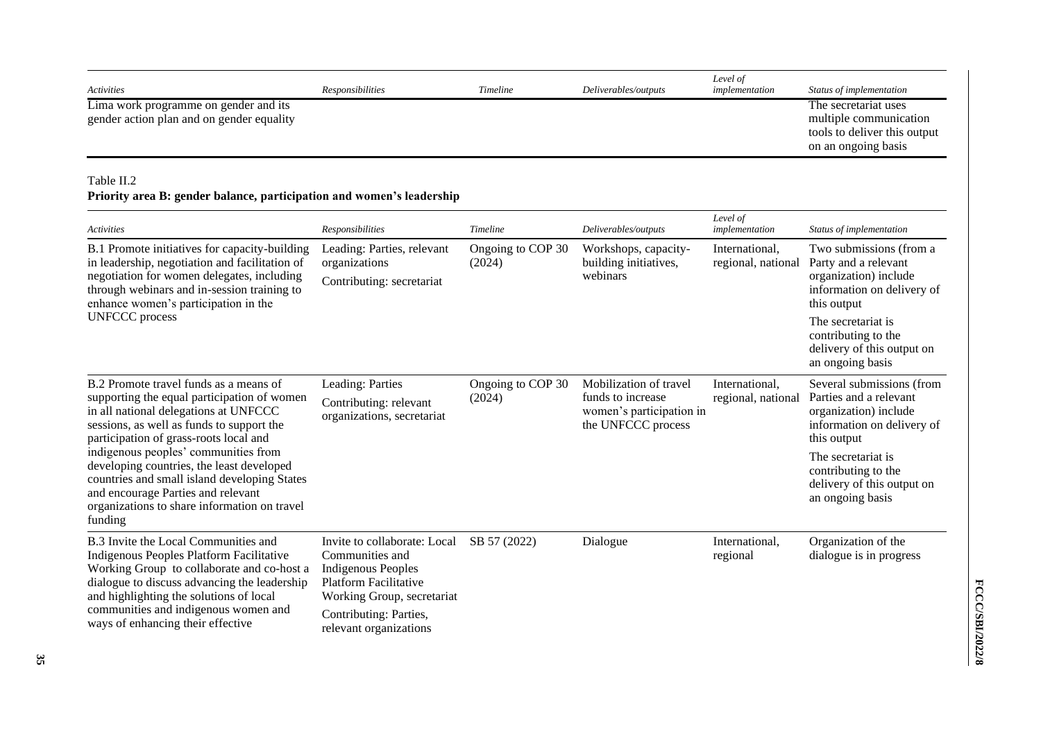| *Activities* | *Responsibilities* | *Timeline* | *Deliverables/outputs* | *Level of implementation* | *Status of implementation* |
|---|---|---|---|---|---|
| Lima work programme on gender and its gender action plan and on gender equality | | | | | The secretariat uses multiple communication tools to deliver this output on an ongoing basis |

Table II.2

**Priority area B: gender balance, participation and women's leadership**

| *Activities* | *Responsibilities* | *Timeline* | *Deliverables/outputs* | *Level of implementation* | *Status of implementation* |
|---|---|---|---|---|---|
| B.1 Promote initiatives for capacity-building in leadership, negotiation and facilitation of negotiation for women delegates, including through webinars and in-session training to enhance women's participation in the UNFCCC process | Leading: Parties, relevant organizations<br>Contributing: secretariat | Ongoing to COP 30 (2024) | Workshops, capacity-building initiatives, webinars | International, regional, national | Two submissions (from a Party and a relevant organization) include information on delivery of this output<br>The secretariat is contributing to the delivery of this output on an ongoing basis |
| B.2 Promote travel funds as a means of supporting the equal participation of women in all national delegations at UNFCCC sessions, as well as funds to support the participation of grass-roots local and indigenous peoples' communities from developing countries, the least developed countries and small island developing States and encourage Parties and relevant organizations to share information on travel funding | Leading: Parties<br>Contributing: relevant organizations, secretariat | Ongoing to COP 30 (2024) | Mobilization of travel funds to increase women's participation in the UNFCCC process | International, regional, national | Several submissions (from Parties and a relevant organization) include information on delivery of this output<br>The secretariat is contributing to the delivery of this output on an ongoing basis |
| B.3 Invite the Local Communities and Indigenous Peoples Platform Facilitative Working Group to collaborate and co-host a dialogue to discuss advancing the leadership and highlighting the solutions of local communities and indigenous women and ways of enhancing their effective | Invite to collaborate: Local Communities and Indigenous Peoples Platform Facilitative Working Group, secretariat<br>Contributing: Parties, relevant organizations | SB 57 (2022) | Dialogue | International, regional | Organization of the dialogue is in progress |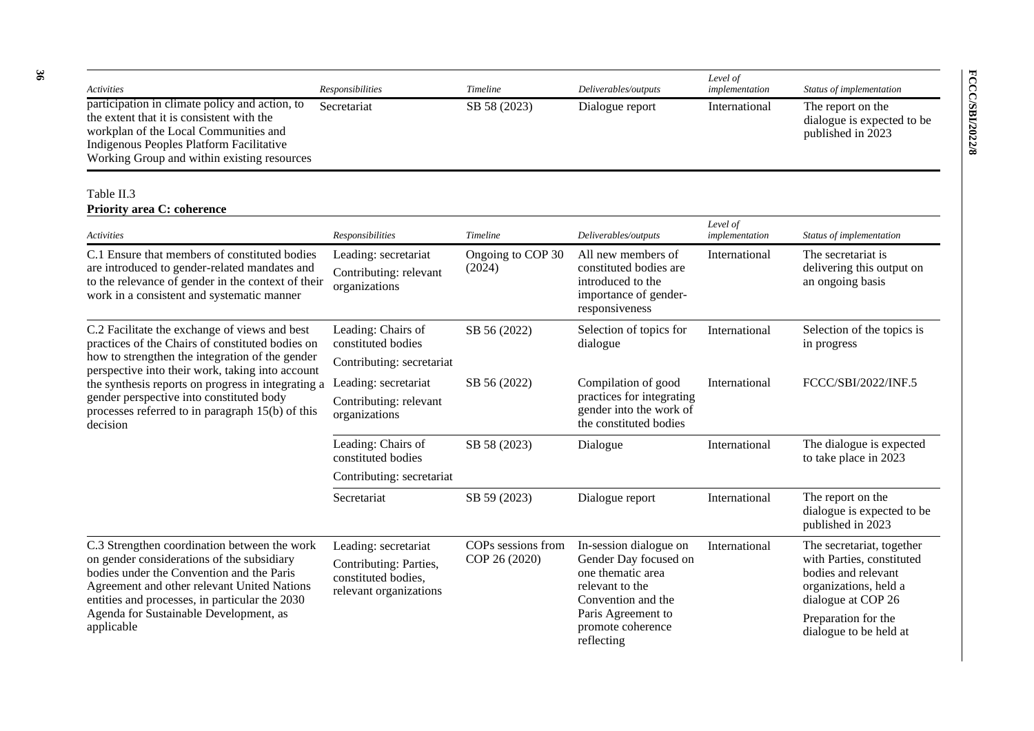| *Activities* | *Responsibilities* | *Timeline* | *Deliverables/outputs* | *Level of implementation* | *Status of implementation* |
|---|---|---|---|---|---|
| participation in climate policy and action, to the extent that it is consistent with the workplan of the Local Communities and Indigenous Peoples Platform Facilitative Working Group and within existing resources | Secretariat | SB 58 (2023) | Dialogue report | International | The report on the dialogue is expected to be published in 2023 |

Table II.3
**Priority area C: coherence**

| *Activities* | *Responsibilities* | *Timeline* | *Deliverables/outputs* | *Level of implementation* | *Status of implementation* |
|---|---|---|---|---|---|
| C.1 Ensure that members of constituted bodies are introduced to gender-related mandates and to the relevance of gender in the context of their work in a consistent and systematic manner | Leading: secretariat<br>Contributing: relevant organizations | Ongoing to COP 30 (2024) | All new members of constituted bodies are introduced to the importance of gender-responsiveness | International | The secretariat is delivering this output on an ongoing basis |
| C.2 Facilitate the exchange of views and best practices of the Chairs of constituted bodies on how to strengthen the integration of the gender perspective into their work, taking into account the synthesis reports on progress in integrating a gender perspective into constituted body processes referred to in paragraph 15(b) of this decision | Leading: Chairs of constituted bodies<br>Contributing: secretariat | SB 56 (2022) | Selection of topics for dialogue | International | Selection of the topics is in progress |
| | Leading: secretariat<br>Contributing: relevant organizations | SB 56 (2022) | Compilation of good practices for integrating gender into the work of the constituted bodies | International | FCCC/SBI/2022/INF.5 |
| | Leading: Chairs of constituted bodies<br>Contributing: secretariat | SB 58 (2023) | Dialogue | International | The dialogue is expected to take place in 2023 |
| | Secretariat | SB 59 (2023) | Dialogue report | International | The report on the dialogue is expected to be published in 2023 |
| C.3 Strengthen coordination between the work on gender considerations of the subsidiary bodies under the Convention and the Paris Agreement and other relevant United Nations entities and processes, in particular the 2030 Agenda for Sustainable Development, as applicable | Leading: secretariat<br>Contributing: Parties, constituted bodies, relevant organizations | COPs sessions from COP 26 (2020) | In-session dialogue on Gender Day focused on one thematic area relevant to the Convention and the Paris Agreement to promote coherence reflecting | International | The secretariat, together with Parties, constituted bodies and relevant organizations, held a dialogue at COP 26<br>Preparation for the dialogue to be held at |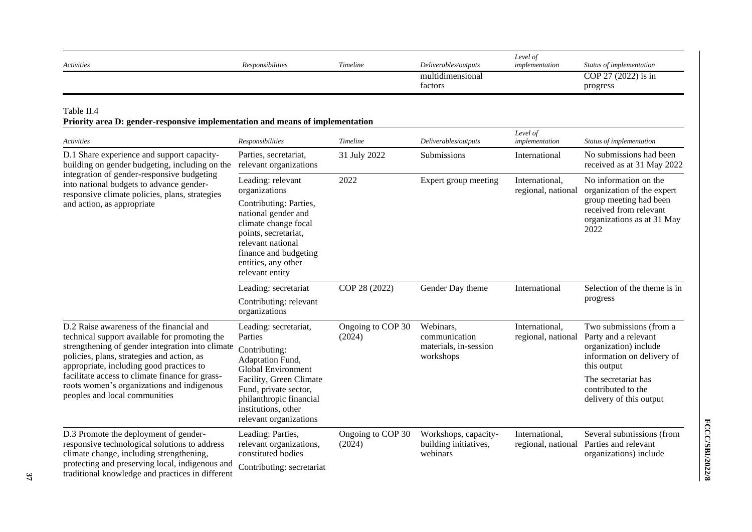| Activities | Responsibilities | Timeline | Deliverables/outputs | Level of implementation | Status of implementation |
|---|---|---|---|---|---|
| | | | multidimensional factors | | COP 27 (2022) is in progress |

Table II.4

**Priority area D: gender-responsive implementation and means of implementation**

| Activities | Responsibilities | Timeline | Deliverables/outputs | Level of implementation | Status of implementation |
|---|---|---|---|---|---|
| D.1 Share experience and support capacity-building on gender budgeting, including on the integration of gender-responsive budgeting into national budgets to advance gender-responsive climate policies, plans, strategies and action, as appropriate | Parties, secretariat, relevant organizations | 31 July 2022 | Submissions | International | No submissions had been received as at 31 May 2022 |
| | Leading: relevant organizations<br>Contributing: Parties, national gender and climate change focal points, secretariat, relevant national finance and budgeting entities, any other relevant entity | 2022 | Expert group meeting | International, regional, national | No information on the organization of the expert group meeting had been received from relevant organizations as at 31 May 2022 |
| | Leading: secretariat<br>Contributing: relevant organizations | COP 28 (2022) | Gender Day theme | International | Selection of the theme is in progress |
| D.2 Raise awareness of the financial and technical support available for promoting the strengthening of gender integration into climate policies, plans, strategies and action, as appropriate, including good practices to facilitate access to climate finance for grass-roots women's organizations and indigenous peoples and local communities | Leading: secretariat, Parties<br>Contributing: Adaptation Fund, Global Environment Facility, Green Climate Fund, private sector, philanthropic financial institutions, other relevant organizations | Ongoing to COP 30 (2024) | Webinars, communication materials, in-session workshops | International, regional, national | Two submissions (from a Party and a relevant organization) include information on delivery of this output<br>The secretariat has contributed to the delivery of this output |
| D.3 Promote the deployment of gender-responsive technological solutions to address climate change, including strengthening, protecting and preserving local, indigenous and traditional knowledge and practices in different | Leading: Parties, relevant organizations, constituted bodies<br>Contributing: secretariat | Ongoing to COP 30 (2024) | Workshops, capacity-building initiatives, webinars | International, regional, national | Several submissions (from Parties and relevant organizations) include |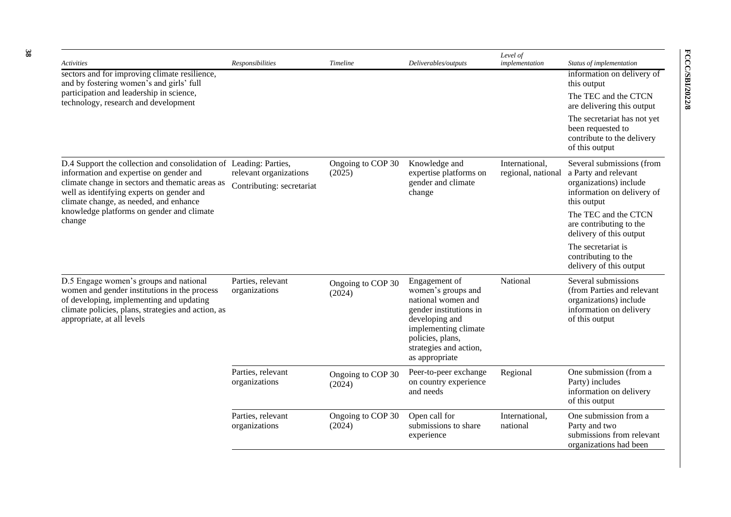| *Activities* | *Responsibilities* | *Timeline* | *Deliverables/outputs* | *Level of implementation* | *Status of implementation* |
|---|---|---|---|---|---|
| sectors and for improving climate resilience, and by fostering women's and girls' full participation and leadership in science, technology, research and development | | | | | information on delivery of this output<br>The TEC and the CTCN are delivering this output<br>The secretariat has not yet been requested to contribute to the delivery of this output |
| D.4 Support the collection and consolidation of information and expertise on gender and climate change in sectors and thematic areas as well as identifying experts on gender and climate change, as needed, and enhance knowledge platforms on gender and climate change | Leading: Parties, relevant organizations<br>Contributing: secretariat | Ongoing to COP 30 (2025) | Knowledge and expertise platforms on gender and climate change | International, regional, national | Several submissions (from a Party and relevant organizations) include information on delivery of this output<br>The TEC and the CTCN are contributing to the delivery of this output<br>The secretariat is contributing to the delivery of this output |
| D.5 Engage women's groups and national women and gender institutions in the process of developing, implementing and updating climate policies, plans, strategies and action, as appropriate, at all levels | Parties, relevant organizations | Ongoing to COP 30 (2024) | Engagement of women's groups and national women and gender institutions in developing and implementing climate policies, plans, strategies and action, as appropriate | National | Several submissions (from Parties and relevant organizations) include information on delivery of this output |
| | Parties, relevant organizations | Ongoing to COP 30 (2024) | Peer-to-peer exchange on country experience and needs | Regional | One submission (from a Party) includes information on delivery of this output |
| | Parties, relevant organizations | Ongoing to COP 30 (2024) | Open call for submissions to share experience | International, national | One submission from a Party and two submissions from relevant organizations had been |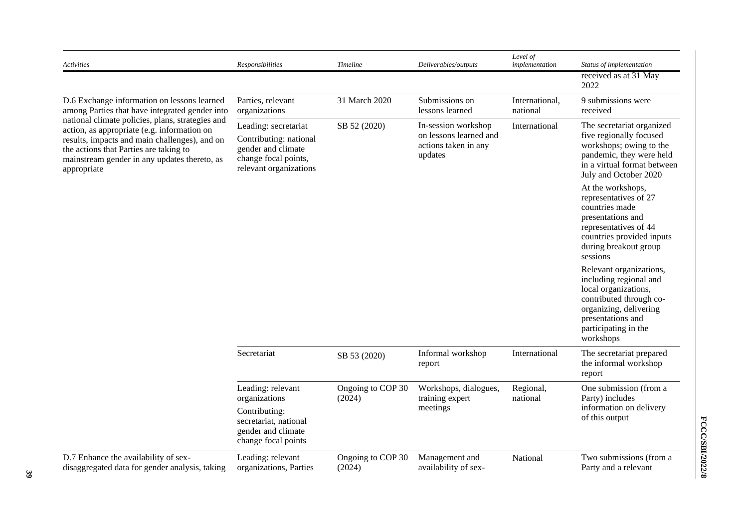| Activities | Responsibilities | Timeline | Deliverables/outputs | Level of implementation | Status of implementation |
|---|---|---|---|---|---|
| | | | | | received as at 31 May 2022 |
| D.6 Exchange information on lessons learned among Parties that have integrated gender into national climate policies, plans, strategies and action, as appropriate (e.g. information on results, impacts and main challenges), and on the actions that Parties are taking to mainstream gender in any updates thereto, as appropriate | Parties, relevant organizations | 31 March 2020 | Submissions on lessons learned | International, national | 9 submissions were received |
| | Leading: secretariat<br>Contributing: national gender and climate change focal points, relevant organizations | SB 52 (2020) | In-session workshop on lessons learned and actions taken in any updates | International | The secretariat organized five regionally focused workshops; owing to the pandemic, they were held in a virtual format between July and October 2020<br><br>At the workshops, representatives of 27 countries made presentations and representatives of 44 countries provided inputs during breakout group sessions<br><br>Relevant organizations, including regional and local organizations, contributed through co-organizing, delivering presentations and participating in the workshops |
| | Secretariat | SB 53 (2020) | Informal workshop report | International | The secretariat prepared the informal workshop report |
| | Leading: relevant organizations<br>Contributing: secretariat, national gender and climate change focal points | Ongoing to COP 30 (2024) | Workshops, dialogues, training expert meetings | Regional, national | One submission (from a Party) includes information on delivery of this output |
| D.7 Enhance the availability of sex-disaggregated data for gender analysis, taking | Leading: relevant organizations, Parties | Ongoing to COP 30 (2024) | Management and availability of sex- | National | Two submissions (from a Party and a relevant |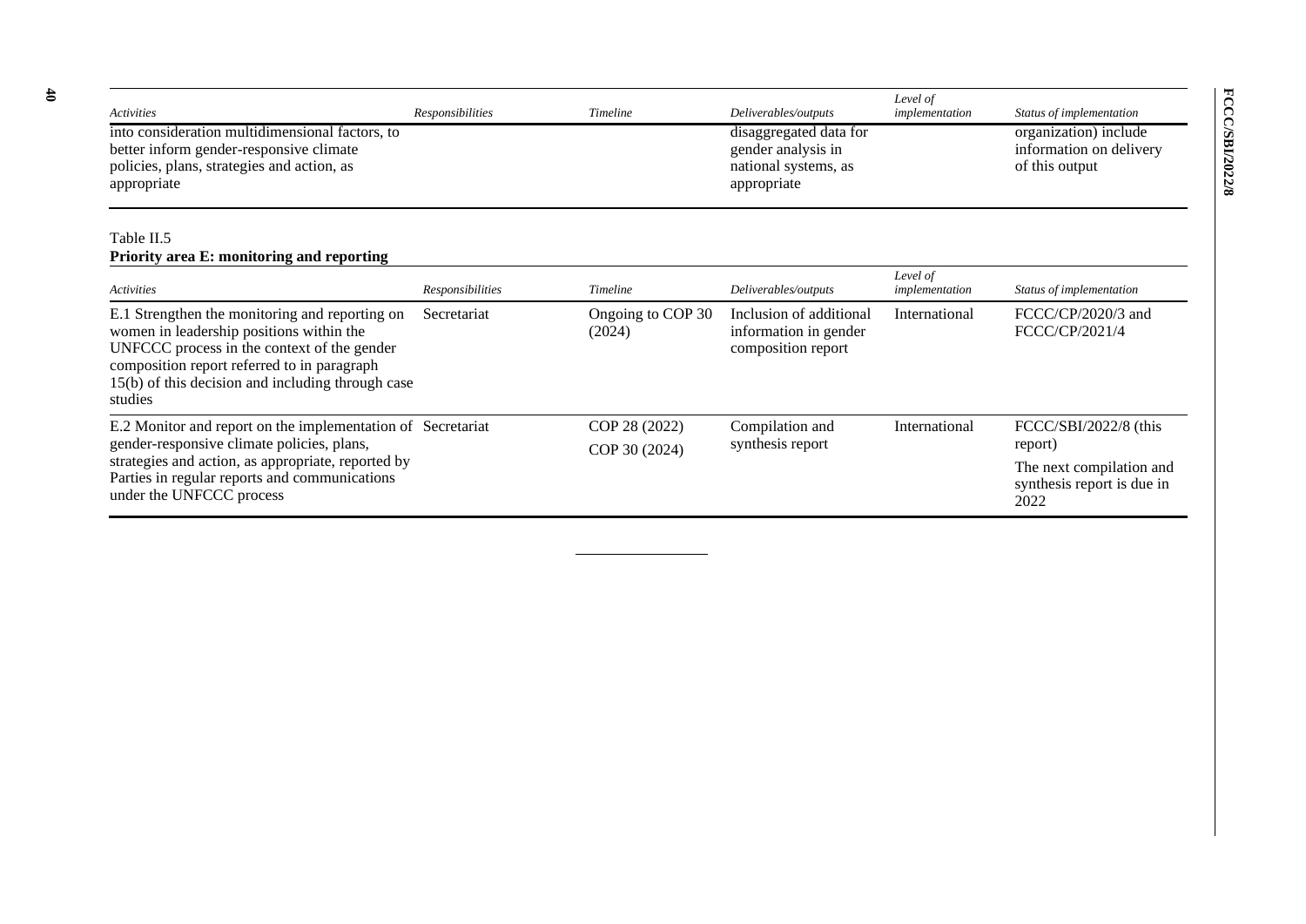| *Activities* | *Responsibilities* | *Timeline* | *Deliverables/outputs* | *Level of implementation* | *Status of implementation* |
|---|---|---|---|---|---|
| into consideration multidimensional factors, to better inform gender-responsive climate policies, plans, strategies and action, as appropriate | | | disaggregated data for gender analysis in national systems, as appropriate | | organization) include information on delivery of this output |

Table II.5

**Priority area E: monitoring and reporting**

| *Activities* | *Responsibilities* | *Timeline* | *Deliverables/outputs* | *Level of implementation* | *Status of implementation* |
|---|---|---|---|---|---|
| E.1 Strengthen the monitoring and reporting on women in leadership positions within the UNFCCC process in the context of the gender composition report referred to in paragraph 15(b) of this decision and including through case studies | Secretariat | Ongoing to COP 30 (2024) | Inclusion of additional information in gender composition report | International | FCCC/CP/2020/3 and FCCC/CP/2021/4 |
| E.2 Monitor and report on the implementation of gender-responsive climate policies, plans, strategies and action, as appropriate, reported by Parties in regular reports and communications under the UNFCCC process | Secretariat | COP 28 (2022)<br>COP 30 (2024) | Compilation and synthesis report | International | FCCC/SBI/2022/8 (this report)<br>The next compilation and synthesis report is due in 2022 |